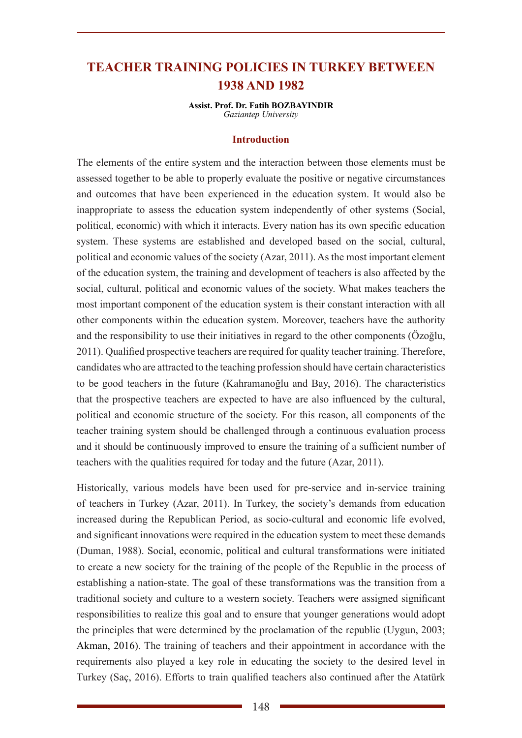# TEACHER TRAINING POLICIES IN TURKEY BETWEEN 1938 AND 1982

**Assist. Prof. Dr. Fatih BOZBAYINDIR**
*Gaziantep University*

## Introduction

The elements of the entire system and the interaction between those elements must be assessed together to be able to properly evaluate the positive or negative circumstances and outcomes that have been experienced in the education system. It would also be inappropriate to assess the education system independently of other systems (Social, political, economic) with which it interacts. Every nation has its own specific education system. These systems are established and developed based on the social, cultural, political and economic values of the society (Azar, 2011). As the most important element of the education system, the training and development of teachers is also affected by the social, cultural, political and economic values of the society. What makes teachers the most important component of the education system is their constant interaction with all other components within the education system. Moreover, teachers have the authority and the responsibility to use their initiatives in regard to the other components (Özoğlu, 2011). Qualified prospective teachers are required for quality teacher training. Therefore, candidates who are attracted to the teaching profession should have certain characteristics to be good teachers in the future (Kahramanoğlu and Bay, 2016). The characteristics that the prospective teachers are expected to have are also influenced by the cultural, political and economic structure of the society. For this reason, all components of the teacher training system should be challenged through a continuous evaluation process and it should be continuously improved to ensure the training of a sufficient number of teachers with the qualities required for today and the future (Azar, 2011).

Historically, various models have been used for pre-service and in-service training of teachers in Turkey (Azar, 2011). In Turkey, the society's demands from education increased during the Republican Period, as socio-cultural and economic life evolved, and significant innovations were required in the education system to meet these demands (Duman, 1988). Social, economic, political and cultural transformations were initiated to create a new society for the training of the people of the Republic in the process of establishing a nation-state. The goal of these transformations was the transition from a traditional society and culture to a western society. Teachers were assigned significant responsibilities to realize this goal and to ensure that younger generations would adopt the principles that were determined by the proclamation of the republic (Uygun, 2003; Akman, 2016). The training of teachers and their appointment in accordance with the requirements also played a key role in educating the society to the desired level in Turkey (Saç, 2016). Efforts to train qualified teachers also continued after the Atatürk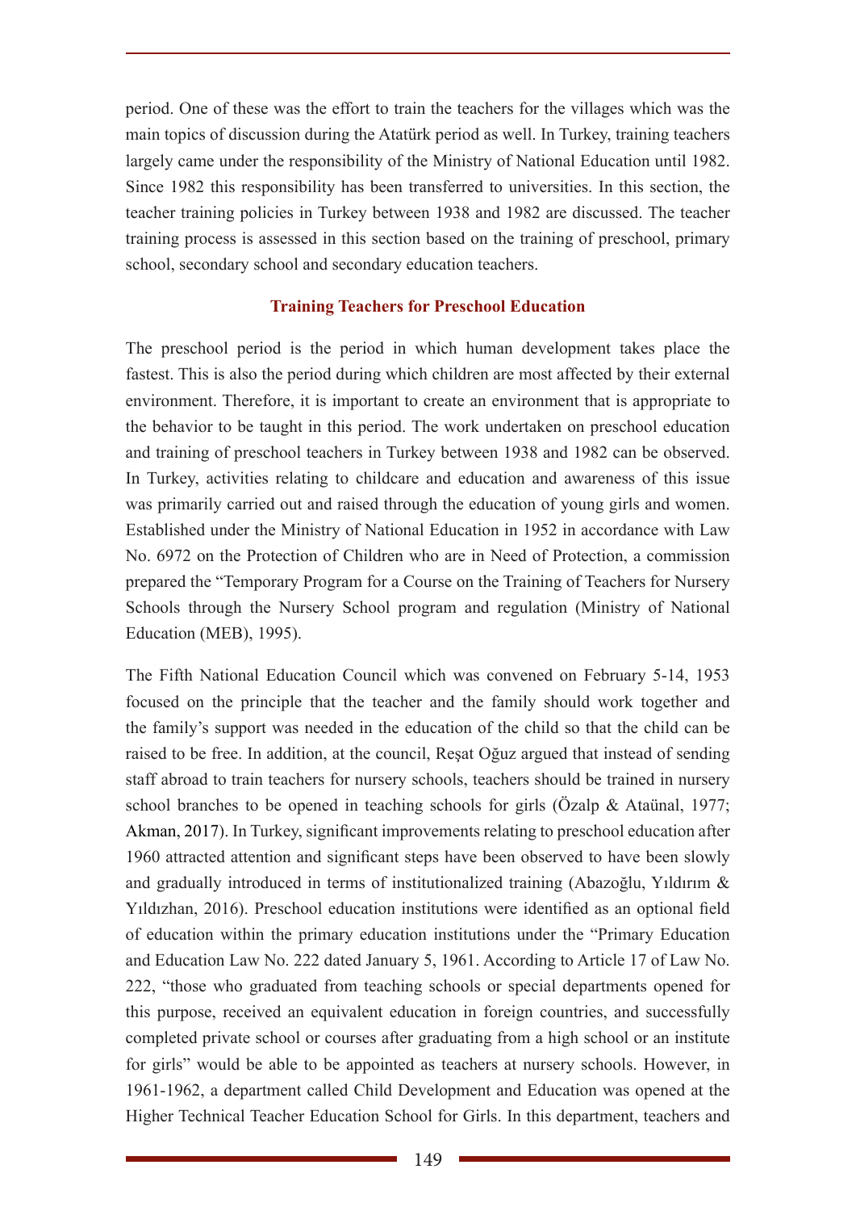period. One of these was the effort to train the teachers for the villages which was the main topics of discussion during the Atatürk period as well. In Turkey, training teachers largely came under the responsibility of the Ministry of National Education until 1982. Since 1982 this responsibility has been transferred to universities. In this section, the teacher training policies in Turkey between 1938 and 1982 are discussed. The teacher training process is assessed in this section based on the training of preschool, primary school, secondary school and secondary education teachers.

### Training Teachers for Preschool Education

The preschool period is the period in which human development takes place the fastest. This is also the period during which children are most affected by their external environment. Therefore, it is important to create an environment that is appropriate to the behavior to be taught in this period. The work undertaken on preschool education and training of preschool teachers in Turkey between 1938 and 1982 can be observed. In Turkey, activities relating to childcare and education and awareness of this issue was primarily carried out and raised through the education of young girls and women. Established under the Ministry of National Education in 1952 in accordance with Law No. 6972 on the Protection of Children who are in Need of Protection, a commission prepared the "Temporary Program for a Course on the Training of Teachers for Nursery Schools through the Nursery School program and regulation (Ministry of National Education (MEB), 1995).

The Fifth National Education Council which was convened on February 5-14, 1953 focused on the principle that the teacher and the family should work together and the family's support was needed in the education of the child so that the child can be raised to be free. In addition, at the council, Reşat Oğuz argued that instead of sending staff abroad to train teachers for nursery schools, teachers should be trained in nursery school branches to be opened in teaching schools for girls (Özalp & Ataünal, 1977; Akman, 2017). In Turkey, significant improvements relating to preschool education after 1960 attracted attention and significant steps have been observed to have been slowly and gradually introduced in terms of institutionalized training (Abazoğlu, Yıldırım & Yıldızhan, 2016). Preschool education institutions were identified as an optional field of education within the primary education institutions under the "Primary Education and Education Law No. 222 dated January 5, 1961. According to Article 17 of Law No. 222, "those who graduated from teaching schools or special departments opened for this purpose, received an equivalent education in foreign countries, and successfully completed private school or courses after graduating from a high school or an institute for girls" would be able to be appointed as teachers at nursery schools. However, in 1961-1962, a department called Child Development and Education was opened at the Higher Technical Teacher Education School for Girls. In this department, teachers and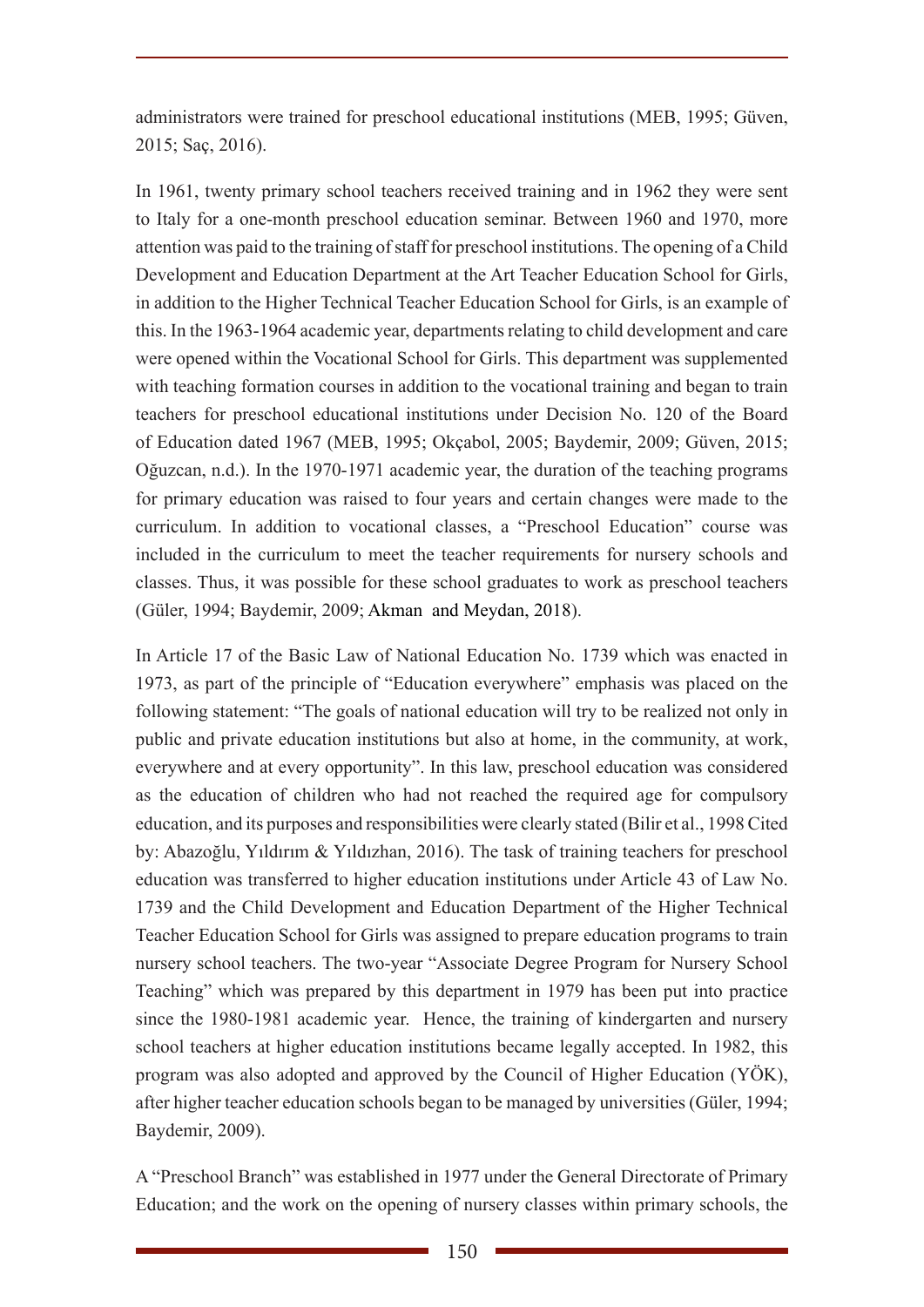administrators were trained for preschool educational institutions (MEB, 1995; Güven, 2015; Saç, 2016).

In 1961, twenty primary school teachers received training and in 1962 they were sent to Italy for a one-month preschool education seminar. Between 1960 and 1970, more attention was paid to the training of staff for preschool institutions. The opening of a Child Development and Education Department at the Art Teacher Education School for Girls, in addition to the Higher Technical Teacher Education School for Girls, is an example of this. In the 1963-1964 academic year, departments relating to child development and care were opened within the Vocational School for Girls. This department was supplemented with teaching formation courses in addition to the vocational training and began to train teachers for preschool educational institutions under Decision No. 120 of the Board of Education dated 1967 (MEB, 1995; Okçabol, 2005; Baydemir, 2009; Güven, 2015; Oğuzcan, n.d.). In the 1970-1971 academic year, the duration of the teaching programs for primary education was raised to four years and certain changes were made to the curriculum. In addition to vocational classes, a "Preschool Education" course was included in the curriculum to meet the teacher requirements for nursery schools and classes. Thus, it was possible for these school graduates to work as preschool teachers (Güler, 1994; Baydemir, 2009; Akman and Meydan, 2018).

In Article 17 of the Basic Law of National Education No. 1739 which was enacted in 1973, as part of the principle of "Education everywhere" emphasis was placed on the following statement: "The goals of national education will try to be realized not only in public and private education institutions but also at home, in the community, at work, everywhere and at every opportunity". In this law, preschool education was considered as the education of children who had not reached the required age for compulsory education, and its purposes and responsibilities were clearly stated (Bilir et al., 1998 Cited by: Abazoğlu, Yıldırım & Yıldızhan, 2016). The task of training teachers for preschool education was transferred to higher education institutions under Article 43 of Law No. 1739 and the Child Development and Education Department of the Higher Technical Teacher Education School for Girls was assigned to prepare education programs to train nursery school teachers. The two-year "Associate Degree Program for Nursery School Teaching" which was prepared by this department in 1979 has been put into practice since the 1980-1981 academic year. Hence, the training of kindergarten and nursery school teachers at higher education institutions became legally accepted. In 1982, this program was also adopted and approved by the Council of Higher Education (YÖK), after higher teacher education schools began to be managed by universities (Güler, 1994; Baydemir, 2009).

A "Preschool Branch" was established in 1977 under the General Directorate of Primary Education; and the work on the opening of nursery classes within primary schools, the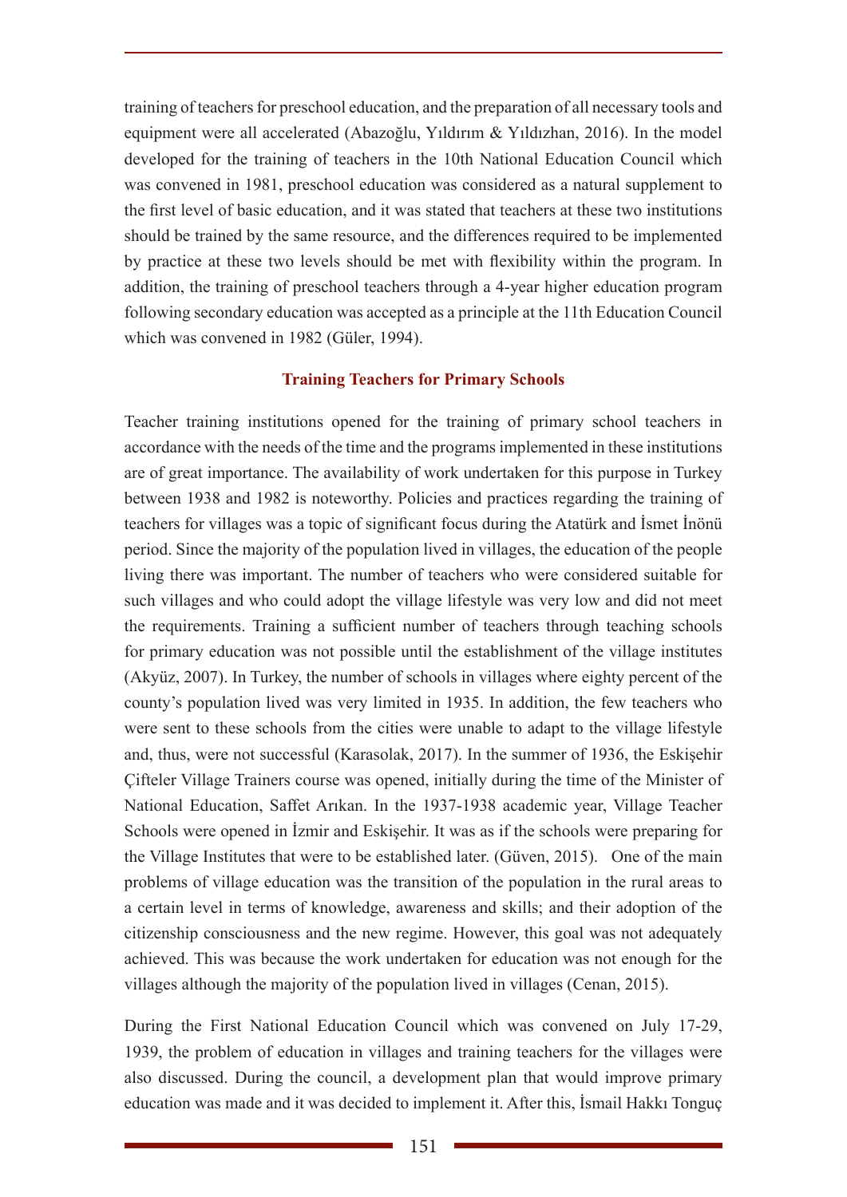training of teachers for preschool education, and the preparation of all necessary tools and equipment were all accelerated (Abazoğlu, Yıldırım & Yıldızhan, 2016). In the model developed for the training of teachers in the 10th National Education Council which was convened in 1981, preschool education was considered as a natural supplement to the first level of basic education, and it was stated that teachers at these two institutions should be trained by the same resource, and the differences required to be implemented by practice at these two levels should be met with flexibility within the program. In addition, the training of preschool teachers through a 4-year higher education program following secondary education was accepted as a principle at the 11th Education Council which was convened in 1982 (Güler, 1994).

## Training Teachers for Primary Schools

Teacher training institutions opened for the training of primary school teachers in accordance with the needs of the time and the programs implemented in these institutions are of great importance. The availability of work undertaken for this purpose in Turkey between 1938 and 1982 is noteworthy. Policies and practices regarding the training of teachers for villages was a topic of significant focus during the Atatürk and İsmet İnönü period. Since the majority of the population lived in villages, the education of the people living there was important. The number of teachers who were considered suitable for such villages and who could adopt the village lifestyle was very low and did not meet the requirements. Training a sufficient number of teachers through teaching schools for primary education was not possible until the establishment of the village institutes (Akyüz, 2007). In Turkey, the number of schools in villages where eighty percent of the county's population lived was very limited in 1935. In addition, the few teachers who were sent to these schools from the cities were unable to adapt to the village lifestyle and, thus, were not successful (Karasolak, 2017). In the summer of 1936, the Eskişehir Çifteler Village Trainers course was opened, initially during the time of the Minister of National Education, Saffet Arıkan. In the 1937-1938 academic year, Village Teacher Schools were opened in İzmir and Eskişehir. It was as if the schools were preparing for the Village Institutes that were to be established later. (Güven, 2015). One of the main problems of village education was the transition of the population in the rural areas to a certain level in terms of knowledge, awareness and skills; and their adoption of the citizenship consciousness and the new regime. However, this goal was not adequately achieved. This was because the work undertaken for education was not enough for the villages although the majority of the population lived in villages (Cenan, 2015).

During the First National Education Council which was convened on July 17-29, 1939, the problem of education in villages and training teachers for the villages were also discussed. During the council, a development plan that would improve primary education was made and it was decided to implement it. After this, İsmail Hakkı Tonguç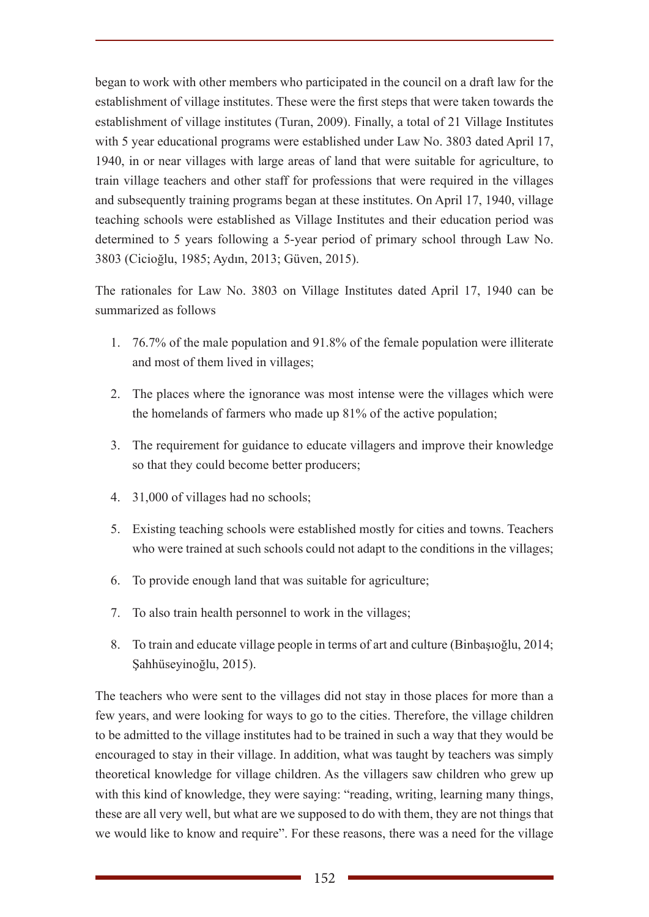began to work with other members who participated in the council on a draft law for the establishment of village institutes. These were the first steps that were taken towards the establishment of village institutes (Turan, 2009). Finally, a total of 21 Village Institutes with 5 year educational programs were established under Law No. 3803 dated April 17, 1940, in or near villages with large areas of land that were suitable for agriculture, to train village teachers and other staff for professions that were required in the villages and subsequently training programs began at these institutes. On April 17, 1940, village teaching schools were established as Village Institutes and their education period was determined to 5 years following a 5-year period of primary school through Law No. 3803 (Cicioğlu, 1985; Aydın, 2013; Güven, 2015).

The rationales for Law No. 3803 on Village Institutes dated April 17, 1940 can be summarized as follows

1. 76.7% of the male population and 91.8% of the female population were illiterate and most of them lived in villages;
2. The places where the ignorance was most intense were the villages which were the homelands of farmers who made up 81% of the active population;
3. The requirement for guidance to educate villagers and improve their knowledge so that they could become better producers;
4. 31,000 of villages had no schools;
5. Existing teaching schools were established mostly for cities and towns. Teachers who were trained at such schools could not adapt to the conditions in the villages;
6. To provide enough land that was suitable for agriculture;
7. To also train health personnel to work in the villages;
8. To train and educate village people in terms of art and culture (Binbaşıoğlu, 2014; Şahhüseyinoğlu, 2015).

The teachers who were sent to the villages did not stay in those places for more than a few years, and were looking for ways to go to the cities. Therefore, the village children to be admitted to the village institutes had to be trained in such a way that they would be encouraged to stay in their village. In addition, what was taught by teachers was simply theoretical knowledge for village children. As the villagers saw children who grew up with this kind of knowledge, they were saying: "reading, writing, learning many things, these are all very well, but what are we supposed to do with them, they are not things that we would like to know and require". For these reasons, there was a need for the village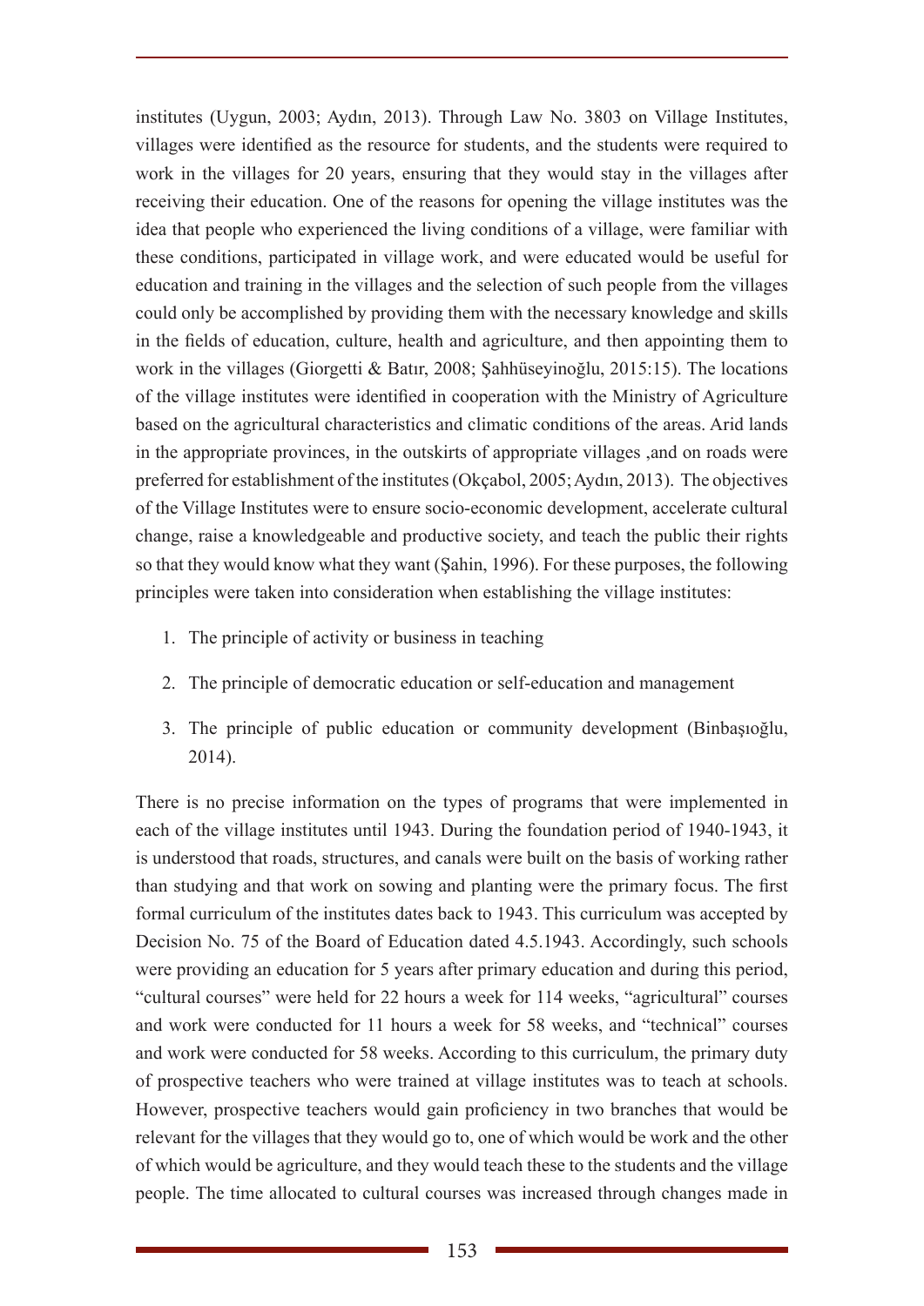institutes (Uygun, 2003; Aydın, 2013). Through Law No. 3803 on Village Institutes, villages were identified as the resource for students, and the students were required to work in the villages for 20 years, ensuring that they would stay in the villages after receiving their education. One of the reasons for opening the village institutes was the idea that people who experienced the living conditions of a village, were familiar with these conditions, participated in village work, and were educated would be useful for education and training in the villages and the selection of such people from the villages could only be accomplished by providing them with the necessary knowledge and skills in the fields of education, culture, health and agriculture, and then appointing them to work in the villages (Giorgetti & Batır, 2008; Şahhüseyinoğlu, 2015:15). The locations of the village institutes were identified in cooperation with the Ministry of Agriculture based on the agricultural characteristics and climatic conditions of the areas. Arid lands in the appropriate provinces, in the outskirts of appropriate villages ,and on roads were preferred for establishment of the institutes (Okçabol, 2005; Aydın, 2013). The objectives of the Village Institutes were to ensure socio-economic development, accelerate cultural change, raise a knowledgeable and productive society, and teach the public their rights so that they would know what they want (Şahin, 1996). For these purposes, the following principles were taken into consideration when establishing the village institutes:

1. The principle of activity or business in teaching
2. The principle of democratic education or self-education and management
3. The principle of public education or community development (Binbaşıoğlu, 2014).

There is no precise information on the types of programs that were implemented in each of the village institutes until 1943. During the foundation period of 1940-1943, it is understood that roads, structures, and canals were built on the basis of working rather than studying and that work on sowing and planting were the primary focus. The first formal curriculum of the institutes dates back to 1943. This curriculum was accepted by Decision No. 75 of the Board of Education dated 4.5.1943. Accordingly, such schools were providing an education for 5 years after primary education and during this period, "cultural courses" were held for 22 hours a week for 114 weeks, "agricultural" courses and work were conducted for 11 hours a week for 58 weeks, and "technical" courses and work were conducted for 58 weeks. According to this curriculum, the primary duty of prospective teachers who were trained at village institutes was to teach at schools. However, prospective teachers would gain proficiency in two branches that would be relevant for the villages that they would go to, one of which would be work and the other of which would be agriculture, and they would teach these to the students and the village people. The time allocated to cultural courses was increased through changes made in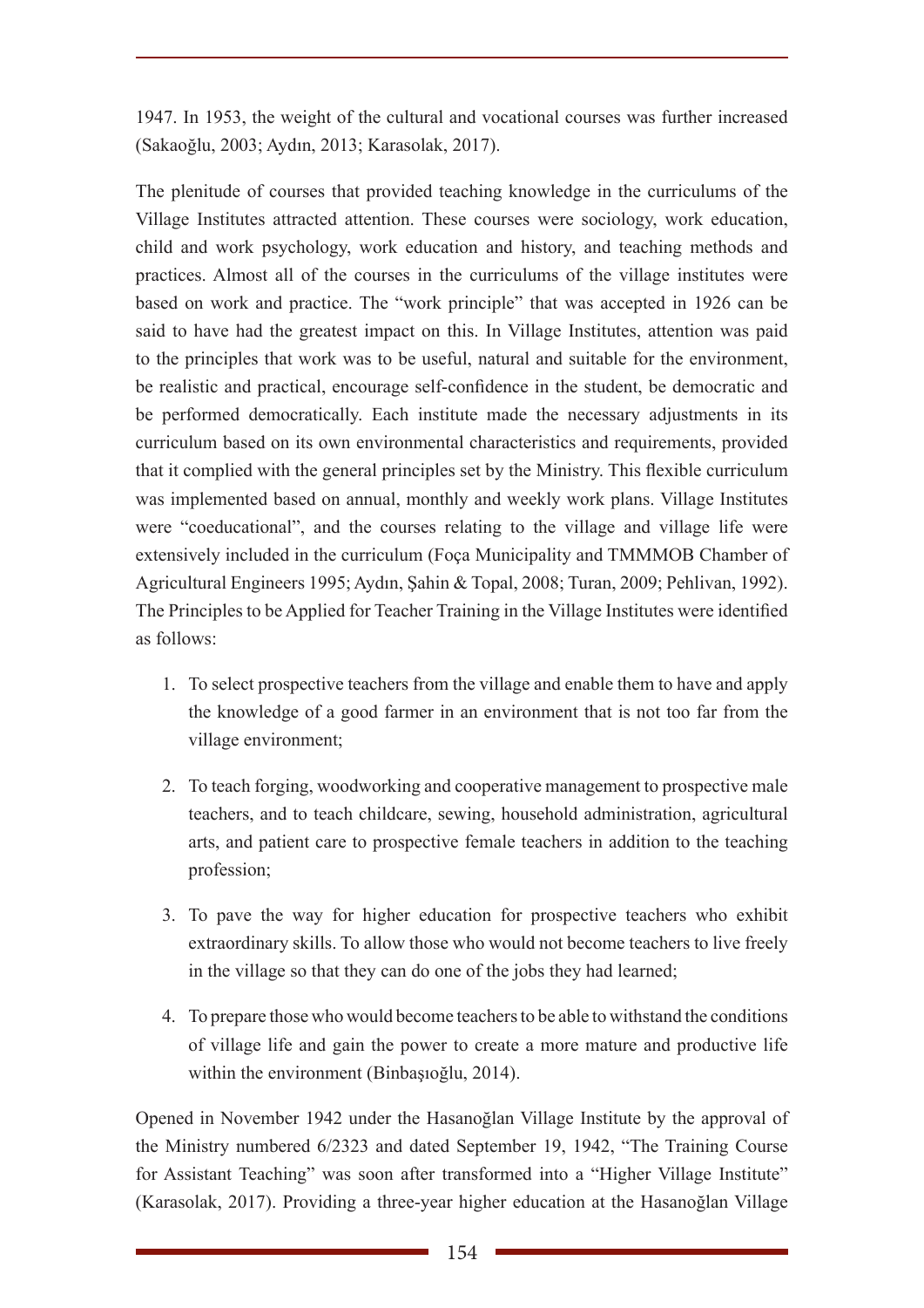1947. In 1953, the weight of the cultural and vocational courses was further increased (Sakaoğlu, 2003; Aydın, 2013; Karasolak, 2017).

The plenitude of courses that provided teaching knowledge in the curriculums of the Village Institutes attracted attention. These courses were sociology, work education, child and work psychology, work education and history, and teaching methods and practices. Almost all of the courses in the curriculums of the village institutes were based on work and practice. The "work principle" that was accepted in 1926 can be said to have had the greatest impact on this. In Village Institutes, attention was paid to the principles that work was to be useful, natural and suitable for the environment, be realistic and practical, encourage self-confidence in the student, be democratic and be performed democratically. Each institute made the necessary adjustments in its curriculum based on its own environmental characteristics and requirements, provided that it complied with the general principles set by the Ministry. This flexible curriculum was implemented based on annual, monthly and weekly work plans. Village Institutes were "coeducational", and the courses relating to the village and village life were extensively included in the curriculum (Foça Municipality and TMMMOB Chamber of Agricultural Engineers 1995; Aydın, Şahin & Topal, 2008; Turan, 2009; Pehlivan, 1992). The Principles to be Applied for Teacher Training in the Village Institutes were identified as follows:

1. To select prospective teachers from the village and enable them to have and apply the knowledge of a good farmer in an environment that is not too far from the village environment;
2. To teach forging, woodworking and cooperative management to prospective male teachers, and to teach childcare, sewing, household administration, agricultural arts, and patient care to prospective female teachers in addition to the teaching profession;
3. To pave the way for higher education for prospective teachers who exhibit extraordinary skills. To allow those who would not become teachers to live freely in the village so that they can do one of the jobs they had learned;
4. To prepare those who would become teachers to be able to withstand the conditions of village life and gain the power to create a more mature and productive life within the environment (Binbaşıoğlu, 2014).

Opened in November 1942 under the Hasanoğlan Village Institute by the approval of the Ministry numbered 6/2323 and dated September 19, 1942, "The Training Course for Assistant Teaching" was soon after transformed into a "Higher Village Institute" (Karasolak, 2017). Providing a three-year higher education at the Hasanoğlan Village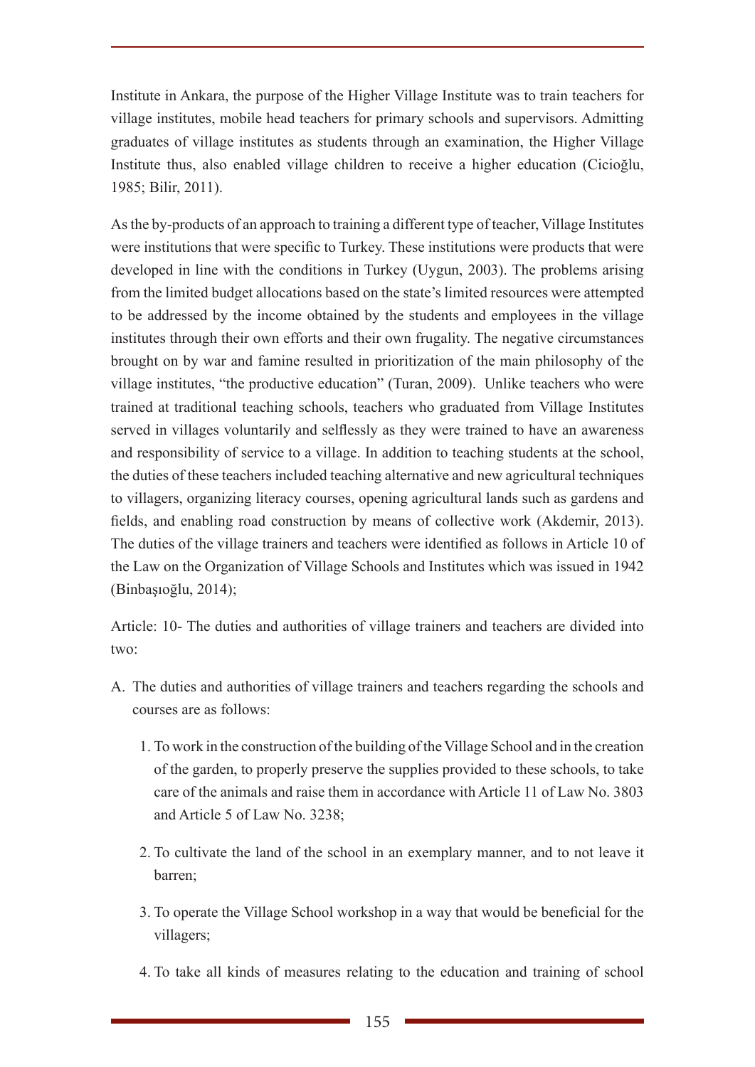Institute in Ankara, the purpose of the Higher Village Institute was to train teachers for village institutes, mobile head teachers for primary schools and supervisors. Admitting graduates of village institutes as students through an examination, the Higher Village Institute thus, also enabled village children to receive a higher education (Cicioğlu, 1985; Bilir, 2011).

As the by-products of an approach to training a different type of teacher, Village Institutes were institutions that were specific to Turkey. These institutions were products that were developed in line with the conditions in Turkey (Uygun, 2003). The problems arising from the limited budget allocations based on the state's limited resources were attempted to be addressed by the income obtained by the students and employees in the village institutes through their own efforts and their own frugality. The negative circumstances brought on by war and famine resulted in prioritization of the main philosophy of the village institutes, "the productive education" (Turan, 2009). Unlike teachers who were trained at traditional teaching schools, teachers who graduated from Village Institutes served in villages voluntarily and selflessly as they were trained to have an awareness and responsibility of service to a village. In addition to teaching students at the school, the duties of these teachers included teaching alternative and new agricultural techniques to villagers, organizing literacy courses, opening agricultural lands such as gardens and fields, and enabling road construction by means of collective work (Akdemir, 2013). The duties of the village trainers and teachers were identified as follows in Article 10 of the Law on the Organization of Village Schools and Institutes which was issued in 1942 (Binbaşıoğlu, 2014);

Article: 10- The duties and authorities of village trainers and teachers are divided into two:

A. The duties and authorities of village trainers and teachers regarding the schools and courses are as follows:

   1. To work in the construction of the building of the Village School and in the creation of the garden, to properly preserve the supplies provided to these schools, to take care of the animals and raise them in accordance with Article 11 of Law No. 3803 and Article 5 of Law No. 3238;

   2. To cultivate the land of the school in an exemplary manner, and to not leave it barren;

   3. To operate the Village School workshop in a way that would be beneficial for the villagers;

   4. To take all kinds of measures relating to the education and training of school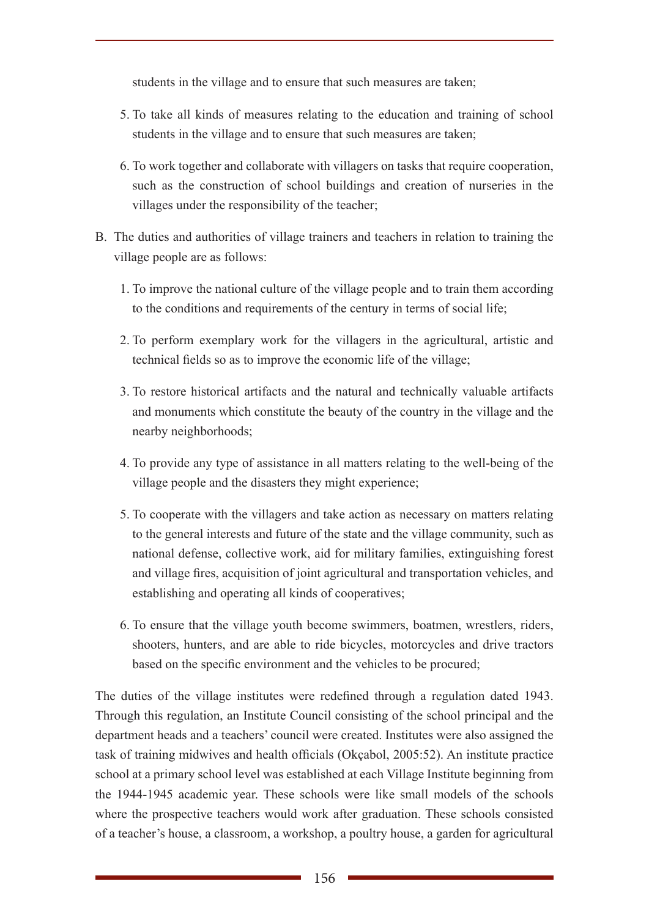students in the village and to ensure that such measures are taken;

5. To take all kinds of measures relating to the education and training of school students in the village and to ensure that such measures are taken;

6. To work together and collaborate with villagers on tasks that require cooperation, such as the construction of school buildings and creation of nurseries in the villages under the responsibility of the teacher;

B. The duties and authorities of village trainers and teachers in relation to training the village people are as follows:

1. To improve the national culture of the village people and to train them according to the conditions and requirements of the century in terms of social life;

2. To perform exemplary work for the villagers in the agricultural, artistic and technical fields so as to improve the economic life of the village;

3. To restore historical artifacts and the natural and technically valuable artifacts and monuments which constitute the beauty of the country in the village and the nearby neighborhoods;

4. To provide any type of assistance in all matters relating to the well-being of the village people and the disasters they might experience;

5. To cooperate with the villagers and take action as necessary on matters relating to the general interests and future of the state and the village community, such as national defense, collective work, aid for military families, extinguishing forest and village fires, acquisition of joint agricultural and transportation vehicles, and establishing and operating all kinds of cooperatives;

6. To ensure that the village youth become swimmers, boatmen, wrestlers, riders, shooters, hunters, and are able to ride bicycles, motorcycles and drive tractors based on the specific environment and the vehicles to be procured;

The duties of the village institutes were redefined through a regulation dated 1943. Through this regulation, an Institute Council consisting of the school principal and the department heads and a teachers' council were created. Institutes were also assigned the task of training midwives and health officials (Okçabol, 2005:52). An institute practice school at a primary school level was established at each Village Institute beginning from the 1944-1945 academic year. These schools were like small models of the schools where the prospective teachers would work after graduation. These schools consisted of a teacher's house, a classroom, a workshop, a poultry house, a garden for agricultural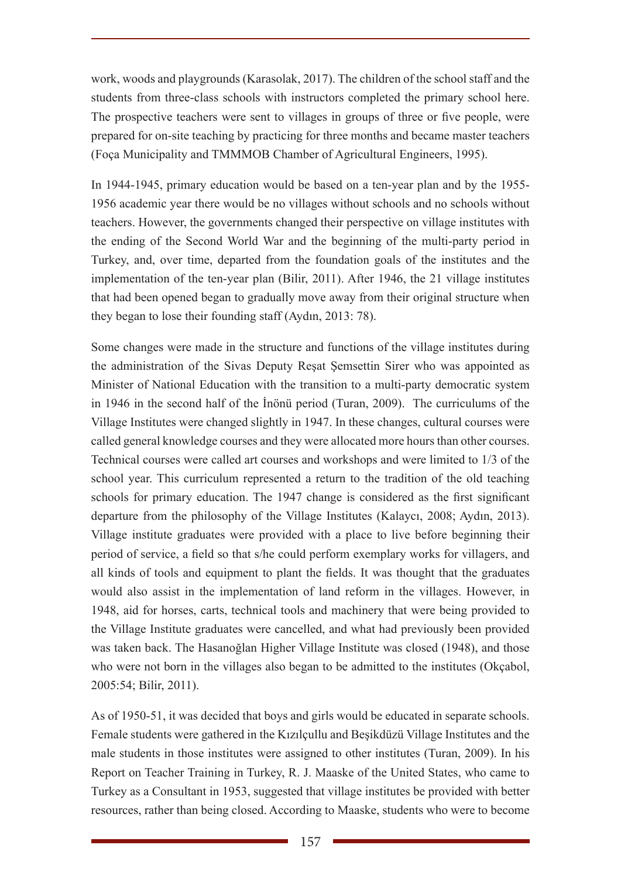work, woods and playgrounds (Karasolak, 2017). The children of the school staff and the students from three-class schools with instructors completed the primary school here. The prospective teachers were sent to villages in groups of three or five people, were prepared for on-site teaching by practicing for three months and became master teachers (Foça Municipality and TMMMOB Chamber of Agricultural Engineers, 1995).

In 1944-1945, primary education would be based on a ten-year plan and by the 1955-1956 academic year there would be no villages without schools and no schools without teachers. However, the governments changed their perspective on village institutes with the ending of the Second World War and the beginning of the multi-party period in Turkey, and, over time, departed from the foundation goals of the institutes and the implementation of the ten-year plan (Bilir, 2011). After 1946, the 21 village institutes that had been opened began to gradually move away from their original structure when they began to lose their founding staff (Aydın, 2013: 78).

Some changes were made in the structure and functions of the village institutes during the administration of the Sivas Deputy Reşat Şemsettin Sirer who was appointed as Minister of National Education with the transition to a multi-party democratic system in 1946 in the second half of the İnönü period (Turan, 2009). The curriculums of the Village Institutes were changed slightly in 1947. In these changes, cultural courses were called general knowledge courses and they were allocated more hours than other courses. Technical courses were called art courses and workshops and were limited to 1/3 of the school year. This curriculum represented a return to the tradition of the old teaching schools for primary education. The 1947 change is considered as the first significant departure from the philosophy of the Village Institutes (Kalaycı, 2008; Aydın, 2013). Village institute graduates were provided with a place to live before beginning their period of service, a field so that s/he could perform exemplary works for villagers, and all kinds of tools and equipment to plant the fields. It was thought that the graduates would also assist in the implementation of land reform in the villages. However, in 1948, aid for horses, carts, technical tools and machinery that were being provided to the Village Institute graduates were cancelled, and what had previously been provided was taken back. The Hasanoğlan Higher Village Institute was closed (1948), and those who were not born in the villages also began to be admitted to the institutes (Okçabol, 2005:54; Bilir, 2011).

As of 1950-51, it was decided that boys and girls would be educated in separate schools. Female students were gathered in the Kızılçullu and Beşikdüzü Village Institutes and the male students in those institutes were assigned to other institutes (Turan, 2009). In his Report on Teacher Training in Turkey, R. J. Maaske of the United States, who came to Turkey as a Consultant in 1953, suggested that village institutes be provided with better resources, rather than being closed. According to Maaske, students who were to become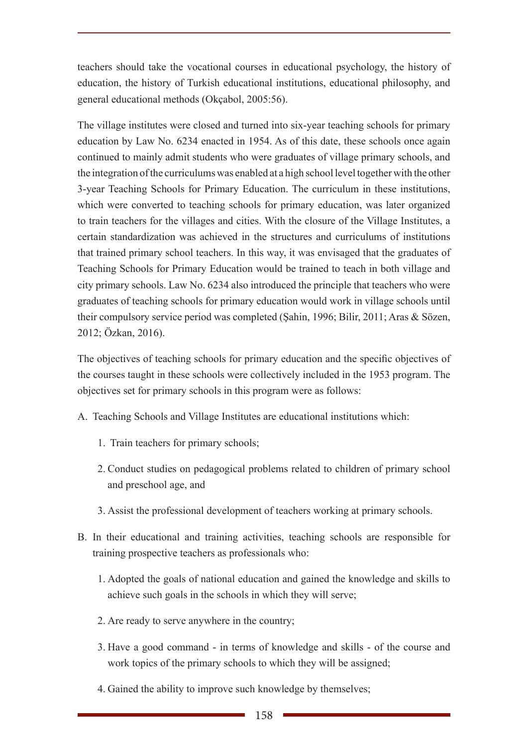teachers should take the vocational courses in educational psychology, the history of education, the history of Turkish educational institutions, educational philosophy, and general educational methods (Okçabol, 2005:56).

The village institutes were closed and turned into six-year teaching schools for primary education by Law No. 6234 enacted in 1954. As of this date, these schools once again continued to mainly admit students who were graduates of village primary schools, and the integration of the curriculums was enabled at a high school level together with the other 3-year Teaching Schools for Primary Education. The curriculum in these institutions, which were converted to teaching schools for primary education, was later organized to train teachers for the villages and cities. With the closure of the Village Institutes, a certain standardization was achieved in the structures and curriculums of institutions that trained primary school teachers. In this way, it was envisaged that the graduates of Teaching Schools for Primary Education would be trained to teach in both village and city primary schools. Law No. 6234 also introduced the principle that teachers who were graduates of teaching schools for primary education would work in village schools until their compulsory service period was completed (Şahin, 1996; Bilir, 2011; Aras & Sözen, 2012; Özkan, 2016).

The objectives of teaching schools for primary education and the specific objectives of the courses taught in these schools were collectively included in the 1953 program. The objectives set for primary schools in this program were as follows:

A. Teaching Schools and Village Institutes are educational institutions which:

   1. Train teachers for primary schools;
   2. Conduct studies on pedagogical problems related to children of primary school and preschool age, and
   3. Assist the professional development of teachers working at primary schools.

B. In their educational and training activities, teaching schools are responsible for training prospective teachers as professionals who:

   1. Adopted the goals of national education and gained the knowledge and skills to achieve such goals in the schools in which they will serve;
   2. Are ready to serve anywhere in the country;
   3. Have a good command - in terms of knowledge and skills - of the course and work topics of the primary schools to which they will be assigned;
   4. Gained the ability to improve such knowledge by themselves;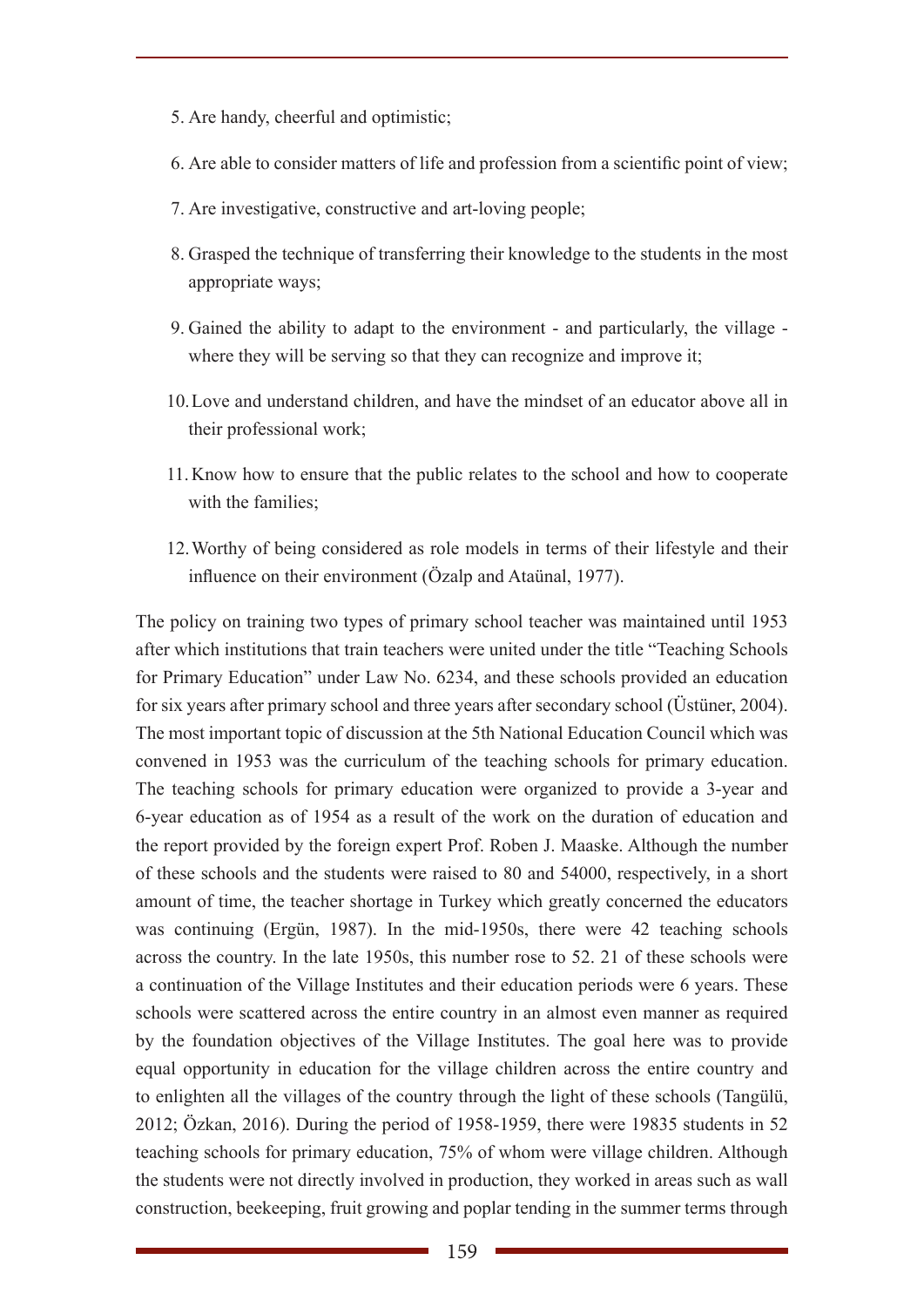5. Are handy, cheerful and optimistic;
6. Are able to consider matters of life and profession from a scientific point of view;
7. Are investigative, constructive and art-loving people;
8. Grasped the technique of transferring their knowledge to the students in the most appropriate ways;
9. Gained the ability to adapt to the environment - and particularly, the village - where they will be serving so that they can recognize and improve it;
10. Love and understand children, and have the mindset of an educator above all in their professional work;
11. Know how to ensure that the public relates to the school and how to cooperate with the families;
12. Worthy of being considered as role models in terms of their lifestyle and their influence on their environment (Özalp and Ataünal, 1977).

The policy on training two types of primary school teacher was maintained until 1953 after which institutions that train teachers were united under the title "Teaching Schools for Primary Education" under Law No. 6234, and these schools provided an education for six years after primary school and three years after secondary school (Üstüner, 2004). The most important topic of discussion at the 5th National Education Council which was convened in 1953 was the curriculum of the teaching schools for primary education. The teaching schools for primary education were organized to provide a 3-year and 6-year education as of 1954 as a result of the work on the duration of education and the report provided by the foreign expert Prof. Roben J. Maaske. Although the number of these schools and the students were raised to 80 and 54000, respectively, in a short amount of time, the teacher shortage in Turkey which greatly concerned the educators was continuing (Ergün, 1987). In the mid-1950s, there were 42 teaching schools across the country. In the late 1950s, this number rose to 52. 21 of these schools were a continuation of the Village Institutes and their education periods were 6 years. These schools were scattered across the entire country in an almost even manner as required by the foundation objectives of the Village Institutes. The goal here was to provide equal opportunity in education for the village children across the entire country and to enlighten all the villages of the country through the light of these schools (Tangülü, 2012; Özkan, 2016). During the period of 1958-1959, there were 19835 students in 52 teaching schools for primary education, 75% of whom were village children. Although the students were not directly involved in production, they worked in areas such as wall construction, beekeeping, fruit growing and poplar tending in the summer terms through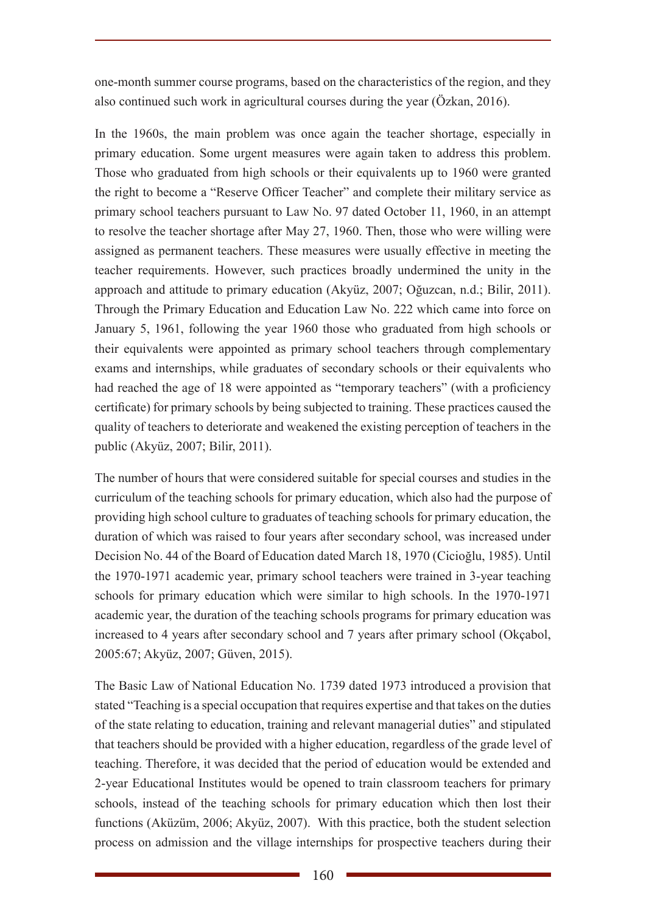one-month summer course programs, based on the characteristics of the region, and they also continued such work in agricultural courses during the year (Özkan, 2016).

In the 1960s, the main problem was once again the teacher shortage, especially in primary education. Some urgent measures were again taken to address this problem. Those who graduated from high schools or their equivalents up to 1960 were granted the right to become a "Reserve Officer Teacher" and complete their military service as primary school teachers pursuant to Law No. 97 dated October 11, 1960, in an attempt to resolve the teacher shortage after May 27, 1960. Then, those who were willing were assigned as permanent teachers. These measures were usually effective in meeting the teacher requirements. However, such practices broadly undermined the unity in the approach and attitude to primary education (Akyüz, 2007; Oğuzcan, n.d.; Bilir, 2011). Through the Primary Education and Education Law No. 222 which came into force on January 5, 1961, following the year 1960 those who graduated from high schools or their equivalents were appointed as primary school teachers through complementary exams and internships, while graduates of secondary schools or their equivalents who had reached the age of 18 were appointed as "temporary teachers" (with a proficiency certificate) for primary schools by being subjected to training. These practices caused the quality of teachers to deteriorate and weakened the existing perception of teachers in the public (Akyüz, 2007; Bilir, 2011).

The number of hours that were considered suitable for special courses and studies in the curriculum of the teaching schools for primary education, which also had the purpose of providing high school culture to graduates of teaching schools for primary education, the duration of which was raised to four years after secondary school, was increased under Decision No. 44 of the Board of Education dated March 18, 1970 (Cicioğlu, 1985). Until the 1970-1971 academic year, primary school teachers were trained in 3-year teaching schools for primary education which were similar to high schools. In the 1970-1971 academic year, the duration of the teaching schools programs for primary education was increased to 4 years after secondary school and 7 years after primary school (Okçabol, 2005:67; Akyüz, 2007; Güven, 2015).

The Basic Law of National Education No. 1739 dated 1973 introduced a provision that stated "Teaching is a special occupation that requires expertise and that takes on the duties of the state relating to education, training and relevant managerial duties" and stipulated that teachers should be provided with a higher education, regardless of the grade level of teaching. Therefore, it was decided that the period of education would be extended and 2-year Educational Institutes would be opened to train classroom teachers for primary schools, instead of the teaching schools for primary education which then lost their functions (Aküzüm, 2006; Akyüz, 2007). With this practice, both the student selection process on admission and the village internships for prospective teachers during their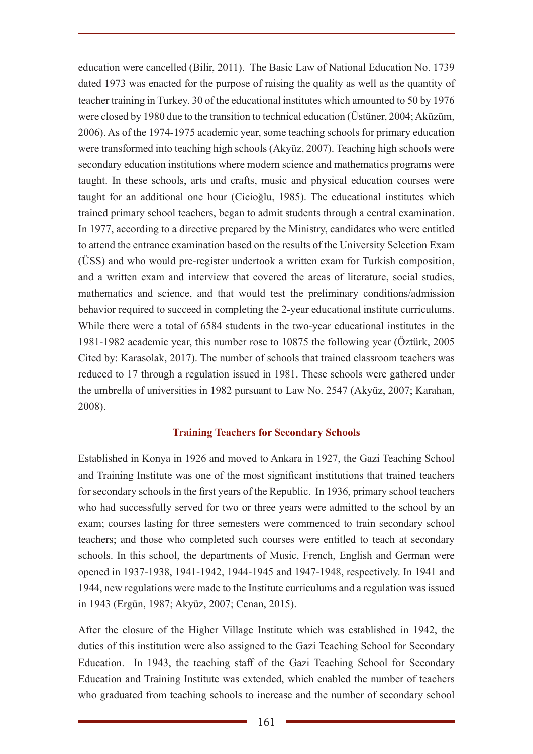education were cancelled (Bilir, 2011). The Basic Law of National Education No. 1739 dated 1973 was enacted for the purpose of raising the quality as well as the quantity of teacher training in Turkey. 30 of the educational institutes which amounted to 50 by 1976 were closed by 1980 due to the transition to technical education (Üstüner, 2004; Aküzüm, 2006). As of the 1974-1975 academic year, some teaching schools for primary education were transformed into teaching high schools (Akyüz, 2007). Teaching high schools were secondary education institutions where modern science and mathematics programs were taught. In these schools, arts and crafts, music and physical education courses were taught for an additional one hour (Cicioğlu, 1985). The educational institutes which trained primary school teachers, began to admit students through a central examination. In 1977, according to a directive prepared by the Ministry, candidates who were entitled to attend the entrance examination based on the results of the University Selection Exam (ÜSS) and who would pre-register undertook a written exam for Turkish composition, and a written exam and interview that covered the areas of literature, social studies, mathematics and science, and that would test the preliminary conditions/admission behavior required to succeed in completing the 2-year educational institute curriculums. While there were a total of 6584 students in the two-year educational institutes in the 1981-1982 academic year, this number rose to 10875 the following year (Öztürk, 2005 Cited by: Karasolak, 2017). The number of schools that trained classroom teachers was reduced to 17 through a regulation issued in 1981. These schools were gathered under the umbrella of universities in 1982 pursuant to Law No. 2547 (Akyüz, 2007; Karahan, 2008).

## Training Teachers for Secondary Schools

Established in Konya in 1926 and moved to Ankara in 1927, the Gazi Teaching School and Training Institute was one of the most significant institutions that trained teachers for secondary schools in the first years of the Republic. In 1936, primary school teachers who had successfully served for two or three years were admitted to the school by an exam; courses lasting for three semesters were commenced to train secondary school teachers; and those who completed such courses were entitled to teach at secondary schools. In this school, the departments of Music, French, English and German were opened in 1937-1938, 1941-1942, 1944-1945 and 1947-1948, respectively. In 1941 and 1944, new regulations were made to the Institute curriculums and a regulation was issued in 1943 (Ergün, 1987; Akyüz, 2007; Cenan, 2015).

After the closure of the Higher Village Institute which was established in 1942, the duties of this institution were also assigned to the Gazi Teaching School for Secondary Education. In 1943, the teaching staff of the Gazi Teaching School for Secondary Education and Training Institute was extended, which enabled the number of teachers who graduated from teaching schools to increase and the number of secondary school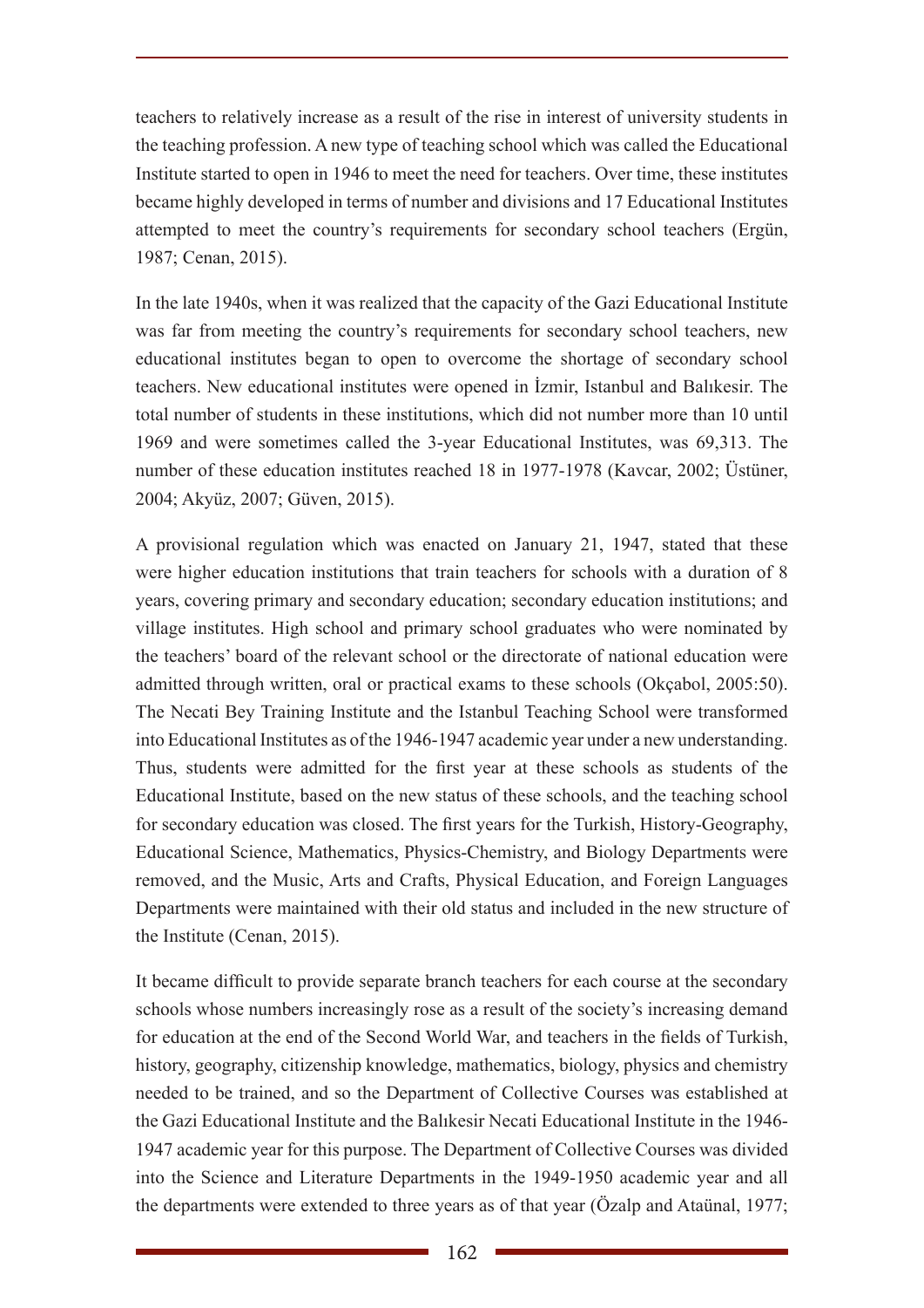teachers to relatively increase as a result of the rise in interest of university students in the teaching profession. A new type of teaching school which was called the Educational Institute started to open in 1946 to meet the need for teachers. Over time, these institutes became highly developed in terms of number and divisions and 17 Educational Institutes attempted to meet the country's requirements for secondary school teachers (Ergün, 1987; Cenan, 2015).

In the late 1940s, when it was realized that the capacity of the Gazi Educational Institute was far from meeting the country's requirements for secondary school teachers, new educational institutes began to open to overcome the shortage of secondary school teachers. New educational institutes were opened in İzmir, Istanbul and Balıkesir. The total number of students in these institutions, which did not number more than 10 until 1969 and were sometimes called the 3-year Educational Institutes, was 69,313. The number of these education institutes reached 18 in 1977-1978 (Kavcar, 2002; Üstüner, 2004; Akyüz, 2007; Güven, 2015).

A provisional regulation which was enacted on January 21, 1947, stated that these were higher education institutions that train teachers for schools with a duration of 8 years, covering primary and secondary education; secondary education institutions; and village institutes. High school and primary school graduates who were nominated by the teachers' board of the relevant school or the directorate of national education were admitted through written, oral or practical exams to these schools (Okçabol, 2005:50). The Necati Bey Training Institute and the Istanbul Teaching School were transformed into Educational Institutes as of the 1946-1947 academic year under a new understanding. Thus, students were admitted for the first year at these schools as students of the Educational Institute, based on the new status of these schools, and the teaching school for secondary education was closed. The first years for the Turkish, History-Geography, Educational Science, Mathematics, Physics-Chemistry, and Biology Departments were removed, and the Music, Arts and Crafts, Physical Education, and Foreign Languages Departments were maintained with their old status and included in the new structure of the Institute (Cenan, 2015).

It became difficult to provide separate branch teachers for each course at the secondary schools whose numbers increasingly rose as a result of the society's increasing demand for education at the end of the Second World War, and teachers in the fields of Turkish, history, geography, citizenship knowledge, mathematics, biology, physics and chemistry needed to be trained, and so the Department of Collective Courses was established at the Gazi Educational Institute and the Balıkesir Necati Educational Institute in the 1946-1947 academic year for this purpose. The Department of Collective Courses was divided into the Science and Literature Departments in the 1949-1950 academic year and all the departments were extended to three years as of that year (Özalp and Ataünal, 1977;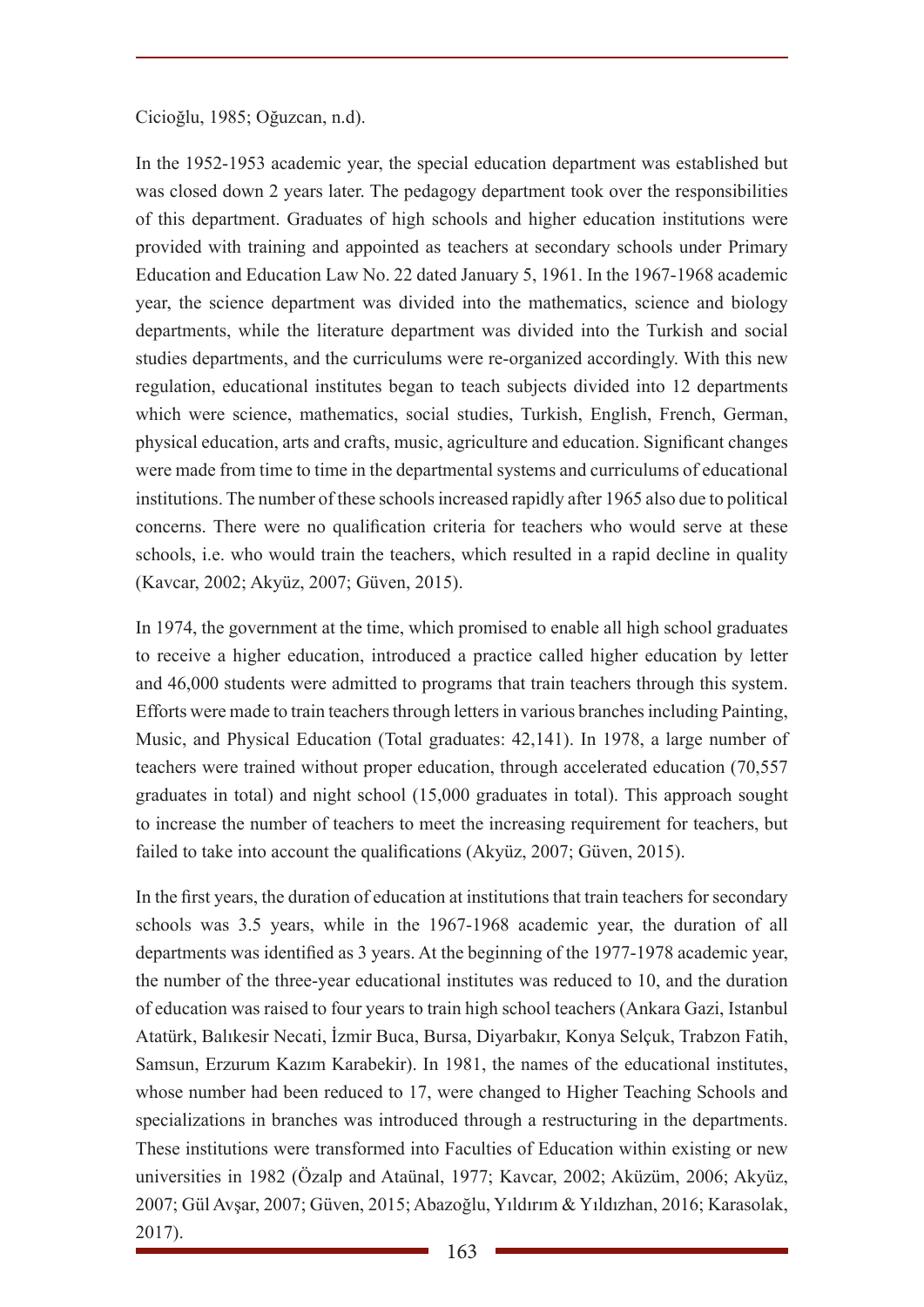Cicioğlu, 1985; Oğuzcan, n.d).

In the 1952-1953 academic year, the special education department was established but was closed down 2 years later. The pedagogy department took over the responsibilities of this department. Graduates of high schools and higher education institutions were provided with training and appointed as teachers at secondary schools under Primary Education and Education Law No. 22 dated January 5, 1961. In the 1967-1968 academic year, the science department was divided into the mathematics, science and biology departments, while the literature department was divided into the Turkish and social studies departments, and the curriculums were re-organized accordingly. With this new regulation, educational institutes began to teach subjects divided into 12 departments which were science, mathematics, social studies, Turkish, English, French, German, physical education, arts and crafts, music, agriculture and education. Significant changes were made from time to time in the departmental systems and curriculums of educational institutions. The number of these schools increased rapidly after 1965 also due to political concerns. There were no qualification criteria for teachers who would serve at these schools, i.e. who would train the teachers, which resulted in a rapid decline in quality (Kavcar, 2002; Akyüz, 2007; Güven, 2015).

In 1974, the government at the time, which promised to enable all high school graduates to receive a higher education, introduced a practice called higher education by letter and 46,000 students were admitted to programs that train teachers through this system. Efforts were made to train teachers through letters in various branches including Painting, Music, and Physical Education (Total graduates: 42,141). In 1978, a large number of teachers were trained without proper education, through accelerated education (70,557 graduates in total) and night school (15,000 graduates in total). This approach sought to increase the number of teachers to meet the increasing requirement for teachers, but failed to take into account the qualifications (Akyüz, 2007; Güven, 2015).

In the first years, the duration of education at institutions that train teachers for secondary schools was 3.5 years, while in the 1967-1968 academic year, the duration of all departments was identified as 3 years. At the beginning of the 1977-1978 academic year, the number of the three-year educational institutes was reduced to 10, and the duration of education was raised to four years to train high school teachers (Ankara Gazi, Istanbul Atatürk, Balıkesir Necati, İzmir Buca, Bursa, Diyarbakır, Konya Selçuk, Trabzon Fatih, Samsun, Erzurum Kazım Karabekir). In 1981, the names of the educational institutes, whose number had been reduced to 17, were changed to Higher Teaching Schools and specializations in branches was introduced through a restructuring in the departments. These institutions were transformed into Faculties of Education within existing or new universities in 1982 (Özalp and Ataünal, 1977; Kavcar, 2002; Aküzüm, 2006; Akyüz, 2007; Gül Avşar, 2007; Güven, 2015; Abazoğlu, Yıldırım & Yıldızhan, 2016; Karasolak, 2017).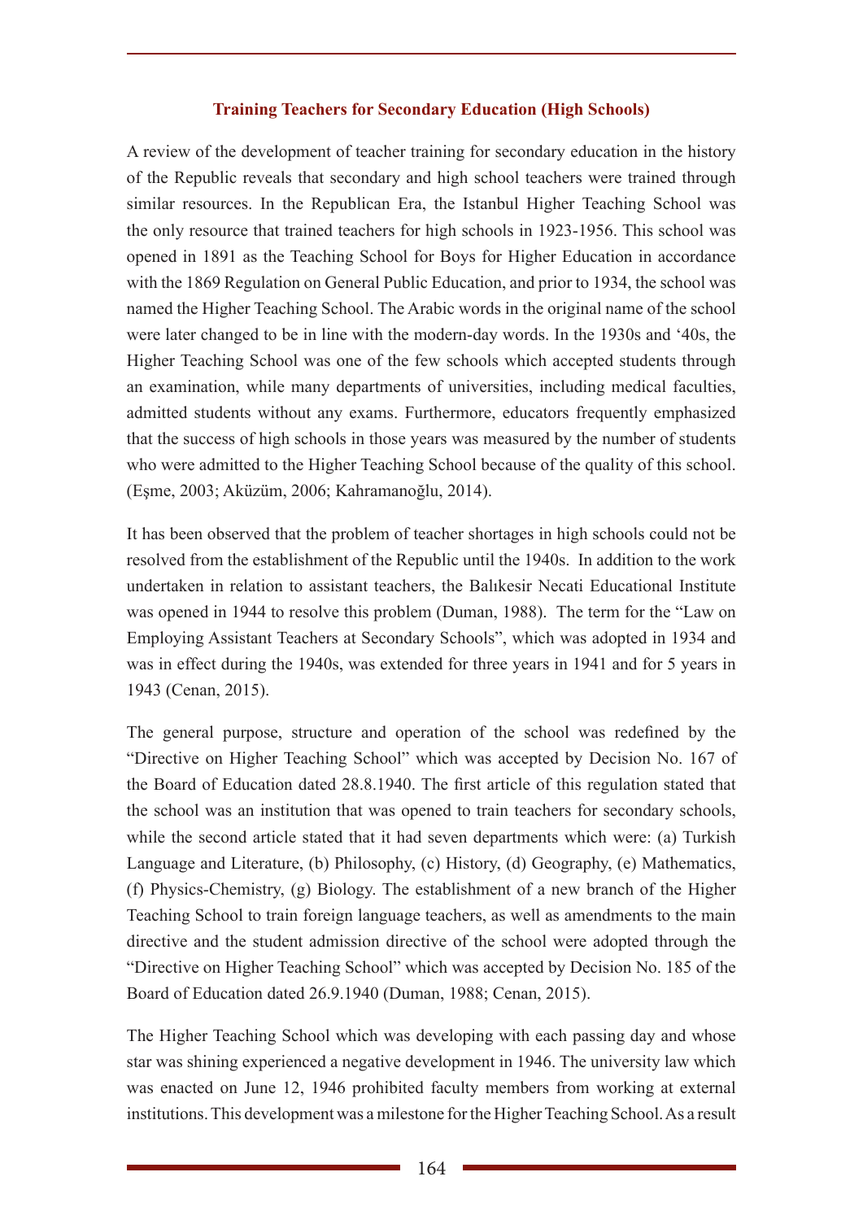## Training Teachers for Secondary Education (High Schools)

A review of the development of teacher training for secondary education in the history of the Republic reveals that secondary and high school teachers were trained through similar resources. In the Republican Era, the Istanbul Higher Teaching School was the only resource that trained teachers for high schools in 1923-1956. This school was opened in 1891 as the Teaching School for Boys for Higher Education in accordance with the 1869 Regulation on General Public Education, and prior to 1934, the school was named the Higher Teaching School. The Arabic words in the original name of the school were later changed to be in line with the modern-day words. In the 1930s and '40s, the Higher Teaching School was one of the few schools which accepted students through an examination, while many departments of universities, including medical faculties, admitted students without any exams. Furthermore, educators frequently emphasized that the success of high schools in those years was measured by the number of students who were admitted to the Higher Teaching School because of the quality of this school. (Eşme, 2003; Aküzüm, 2006; Kahramanoğlu, 2014).

It has been observed that the problem of teacher shortages in high schools could not be resolved from the establishment of the Republic until the 1940s. In addition to the work undertaken in relation to assistant teachers, the Balıkesir Necati Educational Institute was opened in 1944 to resolve this problem (Duman, 1988). The term for the "Law on Employing Assistant Teachers at Secondary Schools", which was adopted in 1934 and was in effect during the 1940s, was extended for three years in 1941 and for 5 years in 1943 (Cenan, 2015).

The general purpose, structure and operation of the school was redefined by the "Directive on Higher Teaching School" which was accepted by Decision No. 167 of the Board of Education dated 28.8.1940. The first article of this regulation stated that the school was an institution that was opened to train teachers for secondary schools, while the second article stated that it had seven departments which were: (a) Turkish Language and Literature, (b) Philosophy, (c) History, (d) Geography, (e) Mathematics, (f) Physics-Chemistry, (g) Biology. The establishment of a new branch of the Higher Teaching School to train foreign language teachers, as well as amendments to the main directive and the student admission directive of the school were adopted through the "Directive on Higher Teaching School" which was accepted by Decision No. 185 of the Board of Education dated 26.9.1940 (Duman, 1988; Cenan, 2015).

The Higher Teaching School which was developing with each passing day and whose star was shining experienced a negative development in 1946. The university law which was enacted on June 12, 1946 prohibited faculty members from working at external institutions. This development was a milestone for the Higher Teaching School. As a result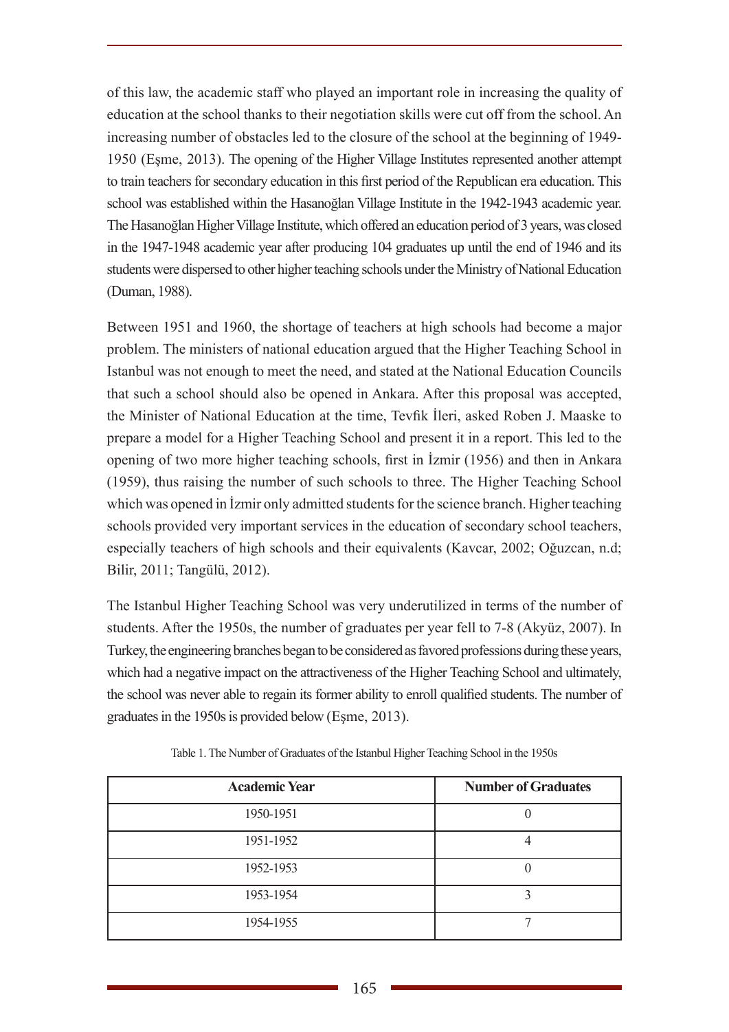of this law, the academic staff who played an important role in increasing the quality of education at the school thanks to their negotiation skills were cut off from the school. An increasing number of obstacles led to the closure of the school at the beginning of 1949-1950 (Eşme, 2013). The opening of the Higher Village Institutes represented another attempt to train teachers for secondary education in this first period of the Republican era education. This school was established within the Hasanoğlan Village Institute in the 1942-1943 academic year. The Hasanoğlan Higher Village Institute, which offered an education period of 3 years, was closed in the 1947-1948 academic year after producing 104 graduates up until the end of 1946 and its students were dispersed to other higher teaching schools under the Ministry of National Education (Duman, 1988).

Between 1951 and 1960, the shortage of teachers at high schools had become a major problem. The ministers of national education argued that the Higher Teaching School in Istanbul was not enough to meet the need, and stated at the National Education Councils that such a school should also be opened in Ankara. After this proposal was accepted, the Minister of National Education at the time, Tevfik İleri, asked Roben J. Maaske to prepare a model for a Higher Teaching School and present it in a report. This led to the opening of two more higher teaching schools, first in İzmir (1956) and then in Ankara (1959), thus raising the number of such schools to three. The Higher Teaching School which was opened in İzmir only admitted students for the science branch. Higher teaching schools provided very important services in the education of secondary school teachers, especially teachers of high schools and their equivalents (Kavcar, 2002; Oğuzcan, n.d; Bilir, 2011; Tangülü, 2012).

The Istanbul Higher Teaching School was very underutilized in terms of the number of students. After the 1950s, the number of graduates per year fell to 7-8 (Akyüz, 2007). In Turkey, the engineering branches began to be considered as favored professions during these years, which had a negative impact on the attractiveness of the Higher Teaching School and ultimately, the school was never able to regain its former ability to enroll qualified students. The number of graduates in the 1950s is provided below (Eşme, 2013).

Table 1. The Number of Graduates of the Istanbul Higher Teaching School in the 1950s

| Academic Year | Number of Graduates |
|---|---|
| 1950-1951 | 0 |
| 1951-1952 | 4 |
| 1952-1953 | 0 |
| 1953-1954 | 3 |
| 1954-1955 | 7 |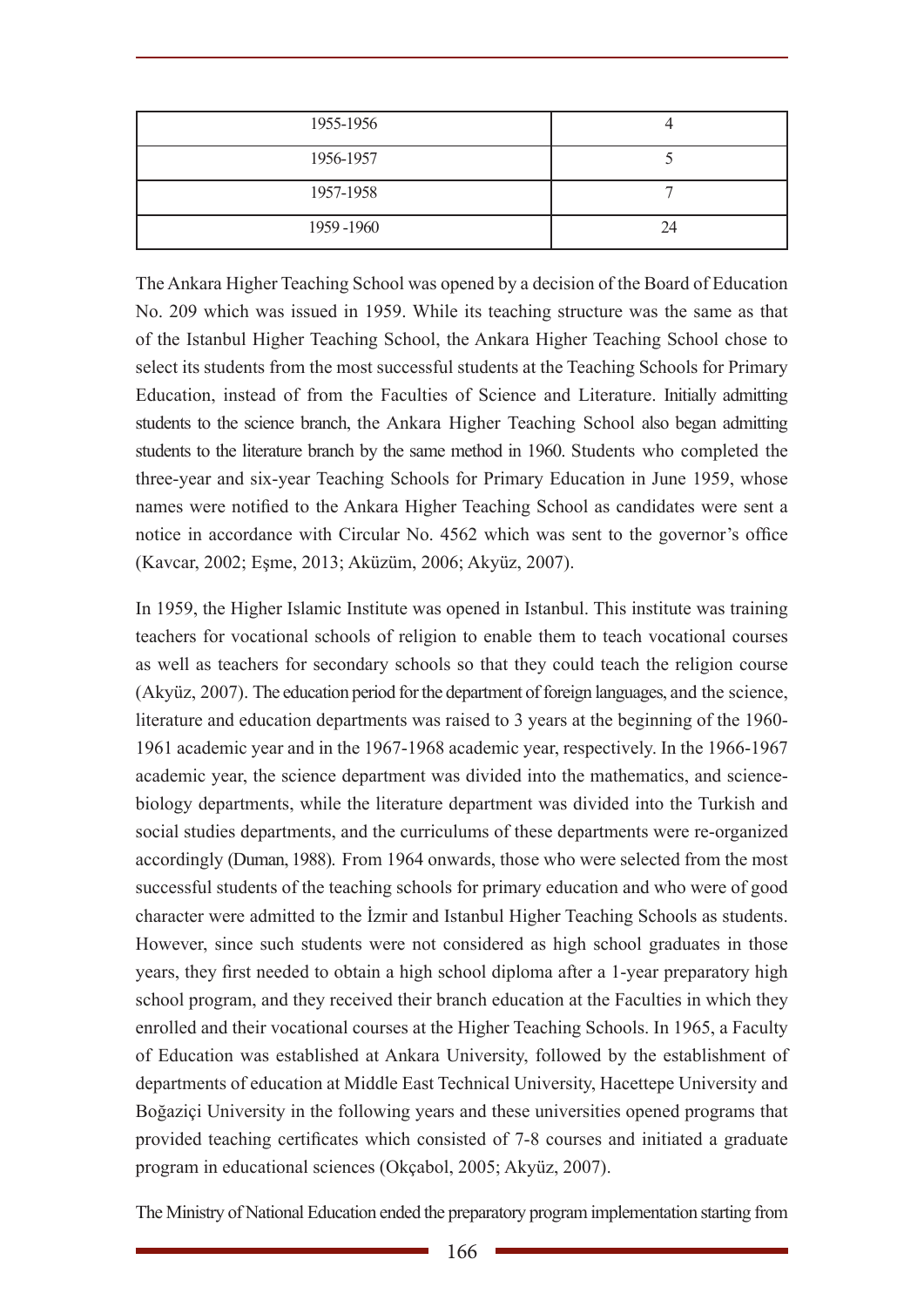| | |
|---|---|
| 1955-1956 | 4 |
| 1956-1957 | 5 |
| 1957-1958 | 7 |
| 1959 -1960 | 24 |

The Ankara Higher Teaching School was opened by a decision of the Board of Education No. 209 which was issued in 1959. While its teaching structure was the same as that of the Istanbul Higher Teaching School, the Ankara Higher Teaching School chose to select its students from the most successful students at the Teaching Schools for Primary Education, instead of from the Faculties of Science and Literature. Initially admitting students to the science branch, the Ankara Higher Teaching School also began admitting students to the literature branch by the same method in 1960. Students who completed the three-year and six-year Teaching Schools for Primary Education in June 1959, whose names were notified to the Ankara Higher Teaching School as candidates were sent a notice in accordance with Circular No. 4562 which was sent to the governor's office (Kavcar, 2002; Eşme, 2013; Aküzüm, 2006; Akyüz, 2007).

In 1959, the Higher Islamic Institute was opened in Istanbul. This institute was training teachers for vocational schools of religion to enable them to teach vocational courses as well as teachers for secondary schools so that they could teach the religion course (Akyüz, 2007). The education period for the department of foreign languages, and the science, literature and education departments was raised to 3 years at the beginning of the 1960-1961 academic year and in the 1967-1968 academic year, respectively. In the 1966-1967 academic year, the science department was divided into the mathematics, and science-biology departments, while the literature department was divided into the Turkish and social studies departments, and the curriculums of these departments were re-organized accordingly (Duman, 1988). From 1964 onwards, those who were selected from the most successful students of the teaching schools for primary education and who were of good character were admitted to the İzmir and Istanbul Higher Teaching Schools as students. However, since such students were not considered as high school graduates in those years, they first needed to obtain a high school diploma after a 1-year preparatory high school program, and they received their branch education at the Faculties in which they enrolled and their vocational courses at the Higher Teaching Schools. In 1965, a Faculty of Education was established at Ankara University, followed by the establishment of departments of education at Middle East Technical University, Hacettepe University and Boğaziçi University in the following years and these universities opened programs that provided teaching certificates which consisted of 7-8 courses and initiated a graduate program in educational sciences (Okçabol, 2005; Akyüz, 2007).

The Ministry of National Education ended the preparatory program implementation starting from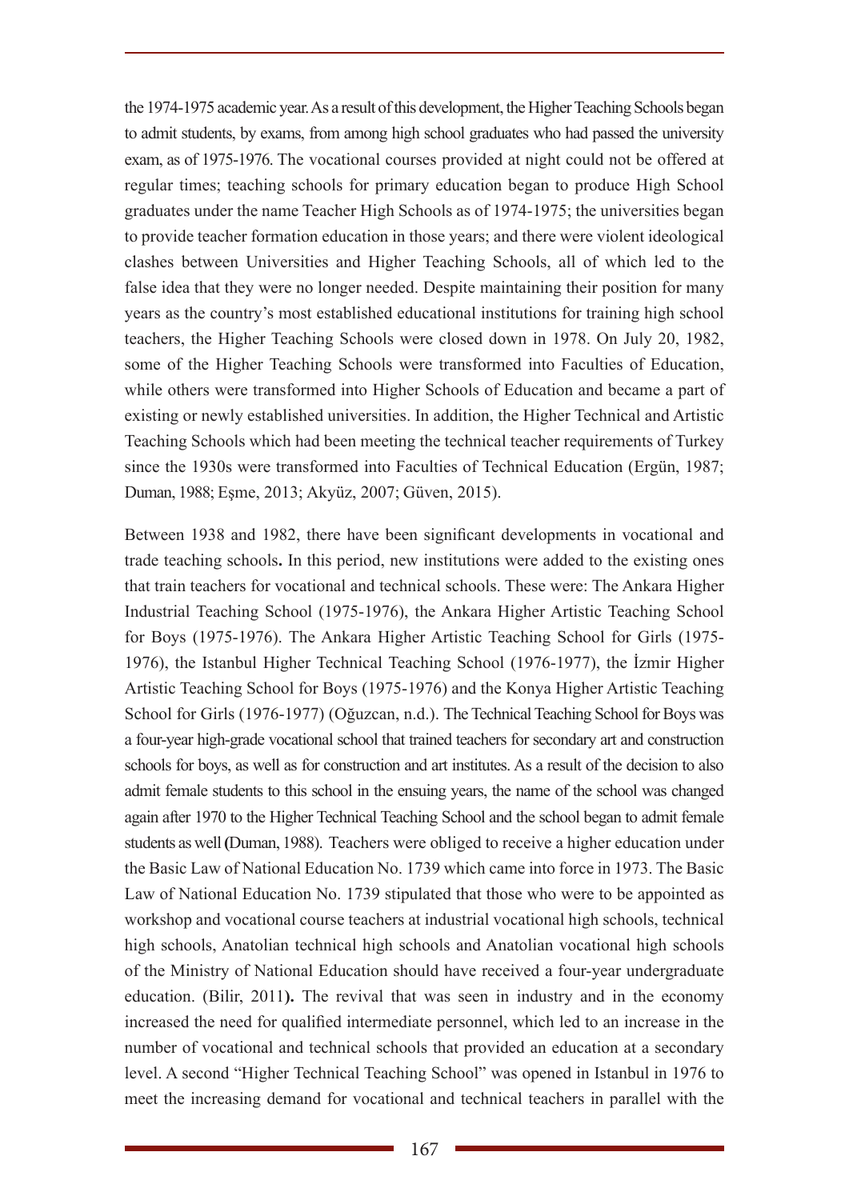the 1974-1975 academic year. As a result of this development, the Higher Teaching Schools began to admit students, by exams, from among high school graduates who had passed the university exam, as of 1975-1976. The vocational courses provided at night could not be offered at regular times; teaching schools for primary education began to produce High School graduates under the name Teacher High Schools as of 1974-1975; the universities began to provide teacher formation education in those years; and there were violent ideological clashes between Universities and Higher Teaching Schools, all of which led to the false idea that they were no longer needed. Despite maintaining their position for many years as the country's most established educational institutions for training high school teachers, the Higher Teaching Schools were closed down in 1978. On July 20, 1982, some of the Higher Teaching Schools were transformed into Faculties of Education, while others were transformed into Higher Schools of Education and became a part of existing or newly established universities. In addition, the Higher Technical and Artistic Teaching Schools which had been meeting the technical teacher requirements of Turkey since the 1930s were transformed into Faculties of Technical Education (Ergün, 1987; Duman, 1988; Eşme, 2013; Akyüz, 2007; Güven, 2015).

Between 1938 and 1982, there have been significant developments in vocational and trade teaching schools**.** In this period, new institutions were added to the existing ones that train teachers for vocational and technical schools. These were: The Ankara Higher Industrial Teaching School (1975-1976), the Ankara Higher Artistic Teaching School for Boys (1975-1976). The Ankara Higher Artistic Teaching School for Girls (1975-1976), the Istanbul Higher Technical Teaching School (1976-1977), the İzmir Higher Artistic Teaching School for Boys (1975-1976) and the Konya Higher Artistic Teaching School for Girls (1976-1977) (Oğuzcan, n.d.). The Technical Teaching School for Boys was a four-year high-grade vocational school that trained teachers for secondary art and construction schools for boys, as well as for construction and art institutes. As a result of the decision to also admit female students to this school in the ensuing years, the name of the school was changed again after 1970 to the Higher Technical Teaching School and the school began to admit female students as well **(**Duman, 1988). Teachers were obliged to receive a higher education under the Basic Law of National Education No. 1739 which came into force in 1973. The Basic Law of National Education No. 1739 stipulated that those who were to be appointed as workshop and vocational course teachers at industrial vocational high schools, technical high schools, Anatolian technical high schools and Anatolian vocational high schools of the Ministry of National Education should have received a four-year undergraduate education. (Bilir, 2011**).** The revival that was seen in industry and in the economy increased the need for qualified intermediate personnel, which led to an increase in the number of vocational and technical schools that provided an education at a secondary level. A second "Higher Technical Teaching School" was opened in Istanbul in 1976 to meet the increasing demand for vocational and technical teachers in parallel with the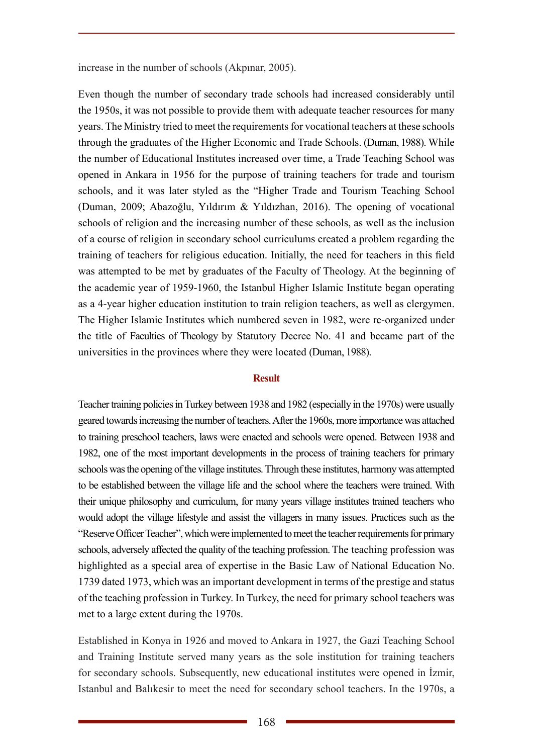increase in the number of schools (Akpınar, 2005).

Even though the number of secondary trade schools had increased considerably until the 1950s, it was not possible to provide them with adequate teacher resources for many years. The Ministry tried to meet the requirements for vocational teachers at these schools through the graduates of the Higher Economic and Trade Schools. (Duman, 1988). While the number of Educational Institutes increased over time, a Trade Teaching School was opened in Ankara in 1956 for the purpose of training teachers for trade and tourism schools, and it was later styled as the "Higher Trade and Tourism Teaching School (Duman, 2009; Abazoğlu, Yıldırım & Yıldızhan, 2016). The opening of vocational schools of religion and the increasing number of these schools, as well as the inclusion of a course of religion in secondary school curriculums created a problem regarding the training of teachers for religious education. Initially, the need for teachers in this field was attempted to be met by graduates of the Faculty of Theology. At the beginning of the academic year of 1959-1960, the Istanbul Higher Islamic Institute began operating as a 4-year higher education institution to train religion teachers, as well as clergymen. The Higher Islamic Institutes which numbered seven in 1982, were re-organized under the title of Faculties of Theology by Statutory Decree No. 41 and became part of the universities in the provinces where they were located (Duman, 1988).

## Result

Teacher training policies in Turkey between 1938 and 1982 (especially in the 1970s) were usually geared towards increasing the number of teachers. After the 1960s, more importance was attached to training preschool teachers, laws were enacted and schools were opened. Between 1938 and 1982, one of the most important developments in the process of training teachers for primary schools was the opening of the village institutes. Through these institutes, harmony was attempted to be established between the village life and the school where the teachers were trained. With their unique philosophy and curriculum, for many years village institutes trained teachers who would adopt the village lifestyle and assist the villagers in many issues. Practices such as the "Reserve Officer Teacher", which were implemented to meet the teacher requirements for primary schools, adversely affected the quality of the teaching profession. The teaching profession was highlighted as a special area of expertise in the Basic Law of National Education No. 1739 dated 1973, which was an important development in terms of the prestige and status of the teaching profession in Turkey. In Turkey, the need for primary school teachers was met to a large extent during the 1970s.

Established in Konya in 1926 and moved to Ankara in 1927, the Gazi Teaching School and Training Institute served many years as the sole institution for training teachers for secondary schools. Subsequently, new educational institutes were opened in İzmir, Istanbul and Balıkesir to meet the need for secondary school teachers. In the 1970s, a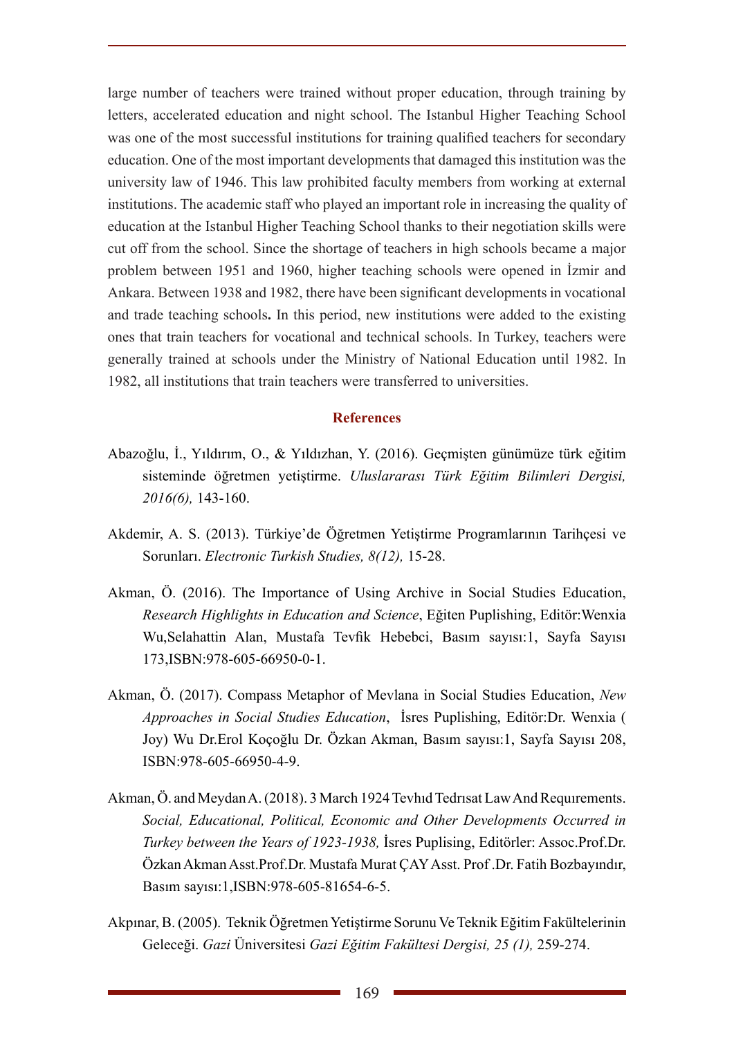large number of teachers were trained without proper education, through training by letters, accelerated education and night school. The Istanbul Higher Teaching School was one of the most successful institutions for training qualified teachers for secondary education. One of the most important developments that damaged this institution was the university law of 1946. This law prohibited faculty members from working at external institutions. The academic staff who played an important role in increasing the quality of education at the Istanbul Higher Teaching School thanks to their negotiation skills were cut off from the school. Since the shortage of teachers in high schools became a major problem between 1951 and 1960, higher teaching schools were opened in İzmir and Ankara. Between 1938 and 1982, there have been significant developments in vocational and trade teaching schools**.** In this period, new institutions were added to the existing ones that train teachers for vocational and technical schools. In Turkey, teachers were generally trained at schools under the Ministry of National Education until 1982. In 1982, all institutions that train teachers were transferred to universities.

## References

Abazoğlu, İ., Yıldırım, O., & Yıldızhan, Y. (2016). Geçmişten günümüze türk eğitim sisteminde öğretmen yetiştirme. *Uluslararası Türk Eğitim Bilimleri Dergisi, 2016(6),* 143-160.

Akdemir, A. S. (2013). Türkiye'de Öğretmen Yetiştirme Programlarının Tarihçesi ve Sorunları. *Electronic Turkish Studies, 8(12),* 15-28.

Akman, Ö. (2016). The Importance of Using Archive in Social Studies Education, *Research Highlights in Education and Science*, Eğiten Puplishing, Editör:Wenxia Wu,Selahattin Alan, Mustafa Tevfik Hebebci, Basım sayısı:1, Sayfa Sayısı 173,ISBN:978-605-66950-0-1.

Akman, Ö. (2017). Compass Metaphor of Mevlana in Social Studies Education, *New Approaches in Social Studies Education*, İsres Puplishing, Editör:Dr. Wenxia ( Joy) Wu Dr.Erol Koçoğlu Dr. Özkan Akman, Basım sayısı:1, Sayfa Sayısı 208, ISBN:978-605-66950-4-9.

Akman, Ö. and Meydan A. (2018). 3 March 1924 Tevhıd Tedrısat Law And Requırements. *Social, Educational, Political, Economic and Other Developments Occurred in Turkey between the Years of 1923-1938,* İsres Puplising, Editörler: Assoc.Prof.Dr. Özkan Akman Asst.Prof.Dr. Mustafa Murat ÇAY Asst. Prof .Dr. Fatih Bozbayındır, Basım sayısı:1,ISBN:978-605-81654-6-5.

Akpınar, B. (2005). Teknik Öğretmen Yetiştirme Sorunu Ve Teknik Eğitim Fakültelerinin Geleceği. *Gazi* Üniversitesi *Gazi Eğitim Fakültesi Dergisi, 25 (1),* 259-274.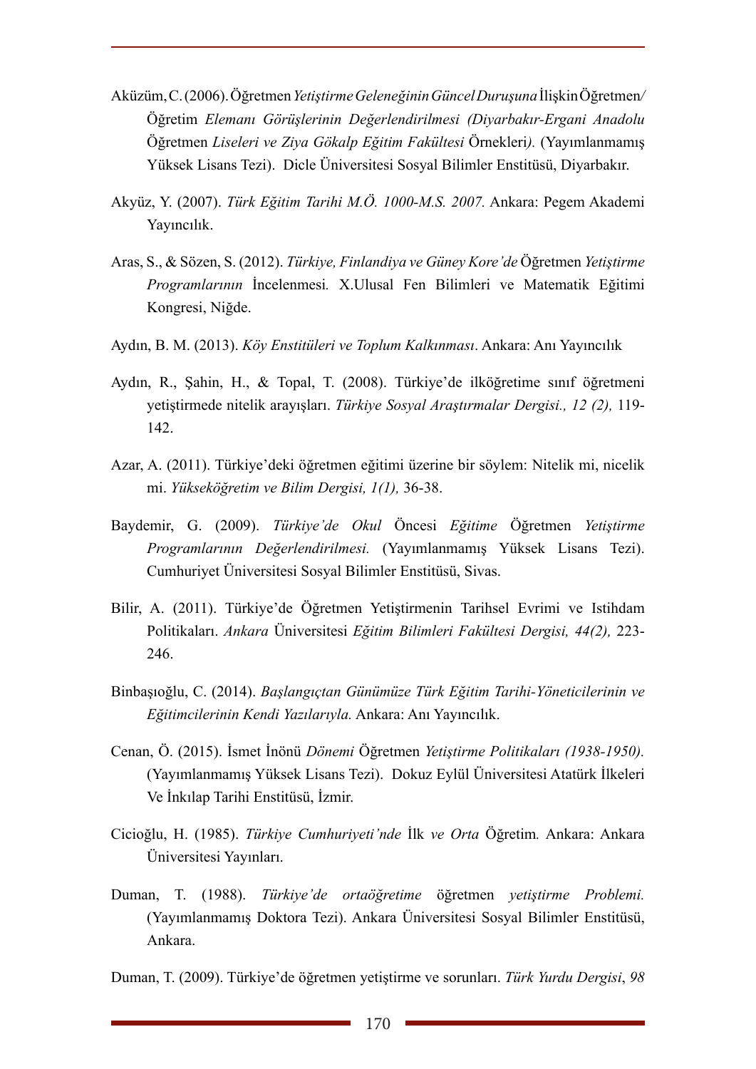Aküzüm, C. (2006). Öğretmen *Yetiştirme Geleneğinin Güncel Duruşuna* İlişkin Öğretmen*/* Öğretim *Elemanı Görüşlerinin Değerlendirilmesi (Diyarbakır-Ergani Anadolu* Öğretmen *Liseleri ve Ziya Gökalp Eğitim Fakültesi* Örnekleri*).* (Yayımlanmamış Yüksek Lisans Tezi). Dicle Üniversitesi Sosyal Bilimler Enstitüsü, Diyarbakır.

Akyüz, Y. (2007). *Türk Eğitim Tarihi M.Ö. 1000-M.S. 2007.* Ankara: Pegem Akademi Yayıncılık.

Aras, S., & Sözen, S. (2012). *Türkiye, Finlandiya ve Güney Kore'de* Öğretmen *Yetiştirme Programlarının* İncelenmesi*.* X.Ulusal Fen Bilimleri ve Matematik Eğitimi Kongresi, Niğde.

Aydın, B. M. (2013). *Köy Enstitüleri ve Toplum Kalkınması*. Ankara: Anı Yayıncılık

Aydın, R., Şahin, H., & Topal, T. (2008). Türkiye'de ilköğretime sınıf öğretmeni yetiştirmede nitelik arayışları. *Türkiye Sosyal Araştırmalar Dergisi., 12 (2),* 119-142.

Azar, A. (2011). Türkiye'deki öğretmen eğitimi üzerine bir söylem: Nitelik mi, nicelik mi. *Yükseköğretim ve Bilim Dergisi, 1(1),* 36-38.

Baydemir, G. (2009). *Türkiye'de Okul* Öncesi *Eğitime* Öğretmen *Yetiştirme Programlarının Değerlendirilmesi.* (Yayımlanmamış Yüksek Lisans Tezi). Cumhuriyet Üniversitesi Sosyal Bilimler Enstitüsü, Sivas.

Bilir, A. (2011). Türkiye'de Öğretmen Yetiştirmenin Tarihsel Evrimi ve Istihdam Politikaları. *Ankara* Üniversitesi *Eğitim Bilimleri Fakültesi Dergisi, 44(2),* 223-246.

Binbaşıoğlu, C. (2014). *Başlangıçtan Günümüze Türk Eğitim Tarihi-Yöneticilerinin ve Eğitimcilerinin Kendi Yazılarıyla.* Ankara: Anı Yayıncılık.

Cenan, Ö. (2015). İsmet İnönü *Dönemi* Öğretmen *Yetiştirme Politikaları (1938-1950).* (Yayımlanmamış Yüksek Lisans Tezi). Dokuz Eylül Üniversitesi Atatürk İlkeleri Ve İnkılap Tarihi Enstitüsü, İzmir.

Cicioğlu, H. (1985). *Türkiye Cumhuriyeti'nde* İlk *ve Orta* Öğretim*.* Ankara: Ankara Üniversitesi Yayınları.

Duman, T. (1988). *Türkiye'de ortaöğretime* öğretmen *yetiştirme Problemi.* (Yayımlanmamış Doktora Tezi). Ankara Üniversitesi Sosyal Bilimler Enstitüsü, Ankara.

Duman, T. (2009). Türkiye'de öğretmen yetiştirme ve sorunları. *Türk Yurdu Dergisi*, *98*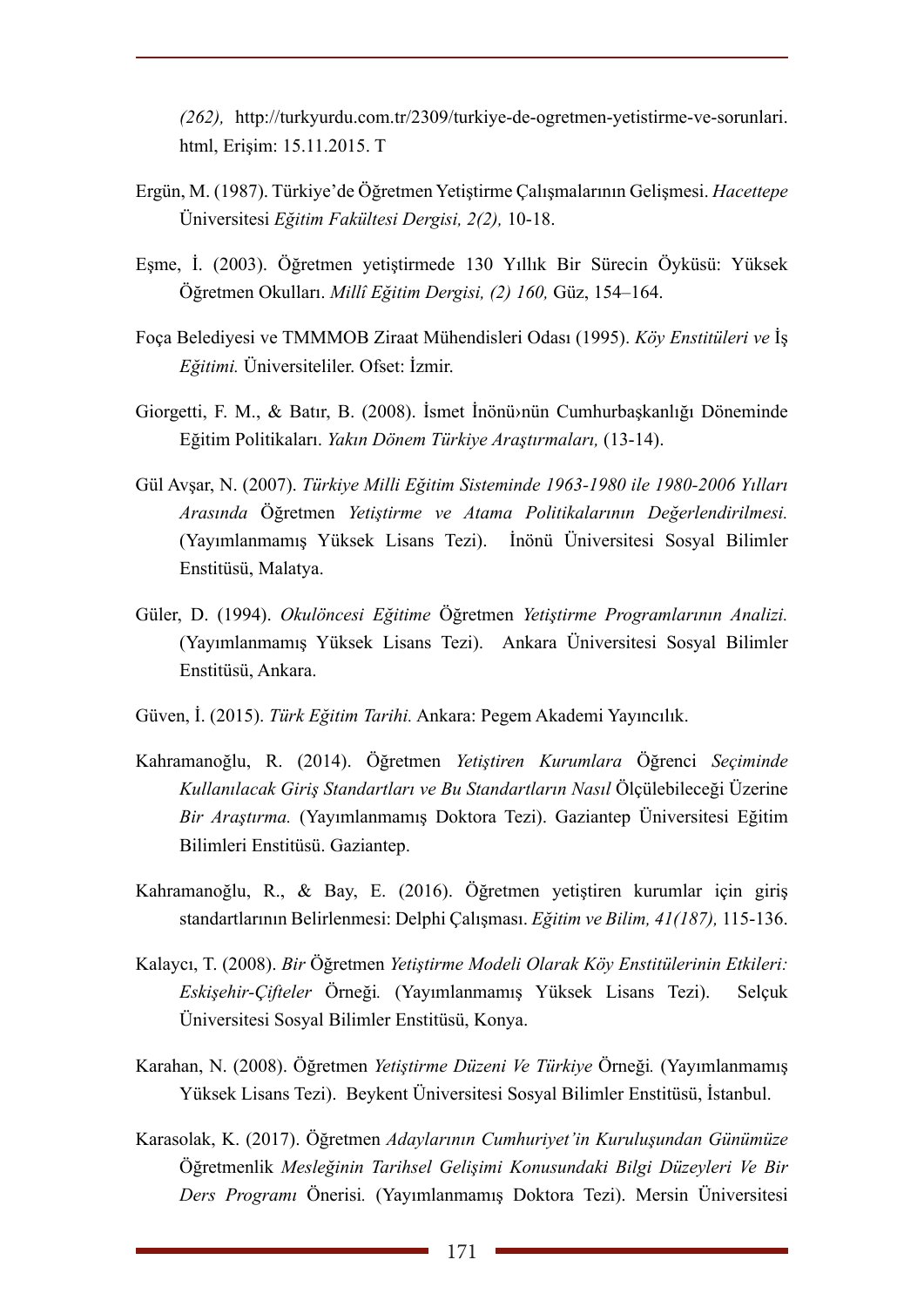*(262),* http://turkyurdu.com.tr/2309/turkiye-de-ogretmen-yetistirme-ve-sorunlari.html, Erişim: 15.11.2015. T

Ergün, M. (1987). Türkiye'de Öğretmen Yetiştirme Çalışmalarının Gelişmesi. *Hacettepe* Üniversitesi *Eğitim Fakültesi Dergisi, 2(2),* 10-18.

Eşme, İ. (2003). Öğretmen yetiştirmede 130 Yıllık Bir Sürecin Öyküsü: Yüksek Öğretmen Okulları. *Millî Eğitim Dergisi, (2) 160,* Güz, 154–164.

Foça Belediyesi ve TMMMOB Ziraat Mühendisleri Odası (1995). *Köy Enstitüleri ve* İş *Eğitimi.* Üniversiteliler. Ofset: İzmir.

Giorgetti, F. M., & Batır, B. (2008). İsmet İnönü›nün Cumhurbaşkanlığı Döneminde Eğitim Politikaları. *Yakın Dönem Türkiye Araştırmaları,* (13-14).

Gül Avşar, N. (2007). *Türkiye Milli Eğitim Sisteminde 1963-1980 ile 1980-2006 Yılları Arasında* Öğretmen *Yetiştirme ve Atama Politikalarının Değerlendirilmesi.* (Yayımlanmamış Yüksek Lisans Tezi). İnönü Üniversitesi Sosyal Bilimler Enstitüsü, Malatya.

Güler, D. (1994). *Okulöncesi Eğitime* Öğretmen *Yetiştirme Programlarının Analizi.* (Yayımlanmamış Yüksek Lisans Tezi). Ankara Üniversitesi Sosyal Bilimler Enstitüsü, Ankara.

Güven, İ. (2015). *Türk Eğitim Tarihi.* Ankara: Pegem Akademi Yayıncılık.

Kahramanoğlu, R. (2014). Öğretmen *Yetiştiren Kurumlara* Öğrenci *Seçiminde Kullanılacak Giriş Standartları ve Bu Standartların Nasıl* Ölçülebileceği Üzerine *Bir Araştırma.* (Yayımlanmamış Doktora Tezi). Gaziantep Üniversitesi Eğitim Bilimleri Enstitüsü. Gaziantep.

Kahramanoğlu, R., & Bay, E. (2016). Öğretmen yetiştiren kurumlar için giriş standartlarının Belirlenmesi: Delphi Çalışması. *Eğitim ve Bilim, 41(187),* 115-136.

Kalaycı, T. (2008). *Bir* Öğretmen *Yetiştirme Modeli Olarak Köy Enstitülerinin Etkileri: Eskişehir-Çifteler* Örneği*.* (Yayımlanmamış Yüksek Lisans Tezi). Selçuk Üniversitesi Sosyal Bilimler Enstitüsü, Konya.

Karahan, N. (2008). Öğretmen *Yetiştirme Düzeni Ve Türkiye* Örneği*.* (Yayımlanmamış Yüksek Lisans Tezi). Beykent Üniversitesi Sosyal Bilimler Enstitüsü, İstanbul.

Karasolak, K. (2017). Öğretmen *Adaylarının Cumhuriyet'in Kuruluşundan Günümüze* Öğretmenlik *Mesleğinin Tarihsel Gelişimi Konusundaki Bilgi Düzeyleri Ve Bir Ders Programı* Önerisi*.* (Yayımlanmamış Doktora Tezi). Mersin Üniversitesi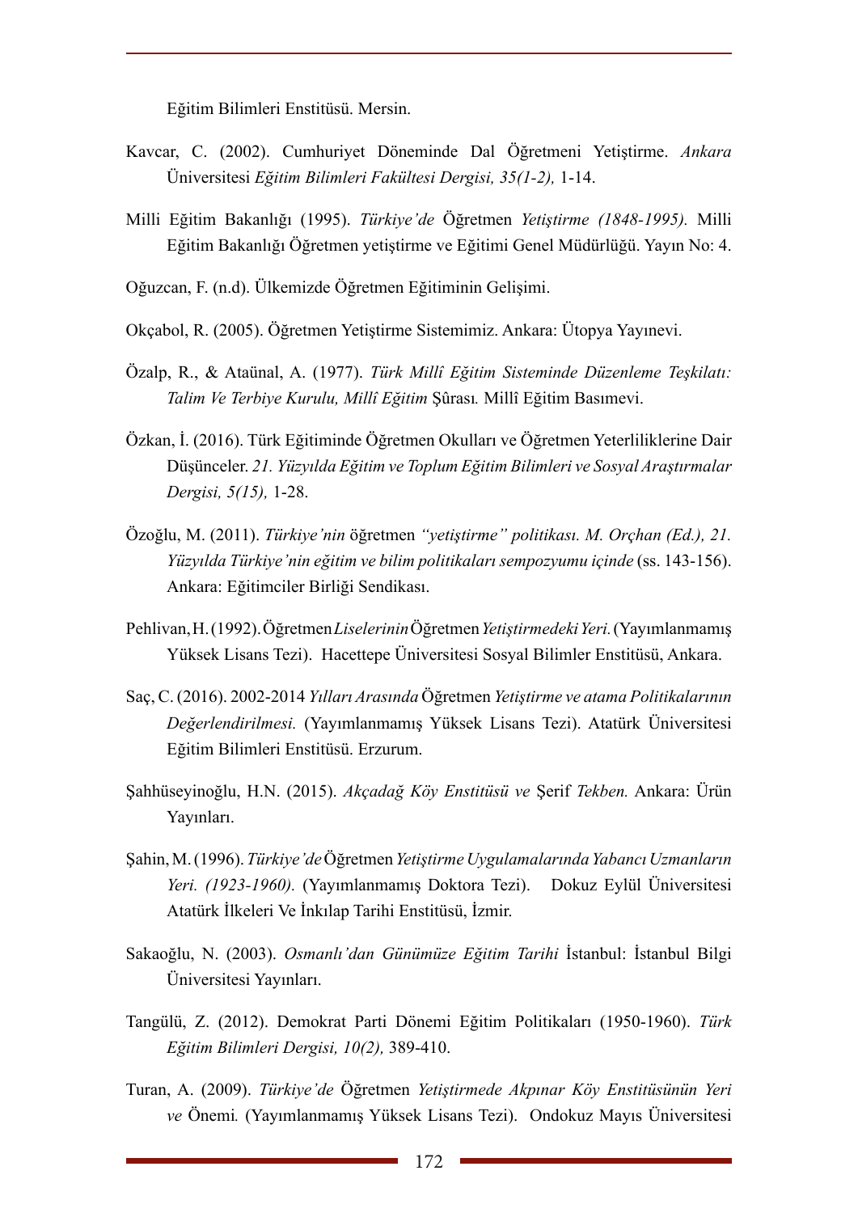Eğitim Bilimleri Enstitüsü. Mersin.

Kavcar, C. (2002). Cumhuriyet Döneminde Dal Öğretmeni Yetiştirme. *Ankara* Üniversitesi *Eğitim Bilimleri Fakültesi Dergisi, 35(1-2),* 1-14.

Milli Eğitim Bakanlığı (1995). *Türkiye'de* Öğretmen *Yetiştirme (1848-1995).* Milli Eğitim Bakanlığı Öğretmen yetiştirme ve Eğitimi Genel Müdürlüğü. Yayın No: 4.

Oğuzcan, F. (n.d). Ülkemizde Öğretmen Eğitiminin Gelişimi.

Okçabol, R. (2005). Öğretmen Yetiştirme Sistemimiz. Ankara: Ütopya Yayınevi.

Özalp, R., & Ataünal, A. (1977). *Türk Millî Eğitim Sisteminde Düzenleme Teşkilatı: Talim Ve Terbiye Kurulu, Millî Eğitim* Şûrası*.* Millî Eğitim Basımevi.

Özkan, İ. (2016). Türk Eğitiminde Öğretmen Okulları ve Öğretmen Yeterliliklerine Dair Düşünceler. *21. Yüzyılda Eğitim ve Toplum Eğitim Bilimleri ve Sosyal Araştırmalar Dergisi, 5(15),* 1-28.

Özoğlu, M. (2011). *Türkiye'nin* öğretmen *"yetiştirme" politikası. M. Orçhan (Ed.), 21. Yüzyılda Türkiye'nin eğitim ve bilim politikaları sempozyumu içinde* (ss. 143-156). Ankara: Eğitimciler Birliği Sendikası.

Pehlivan, H. (1992). Öğretmen *Liselerinin* Öğretmen *Yetiştirmedeki Yeri.* (Yayımlanmamış Yüksek Lisans Tezi). Hacettepe Üniversitesi Sosyal Bilimler Enstitüsü, Ankara.

Saç, C. (2016). 2002-2014 *Yılları Arasında* Öğretmen *Yetiştirme ve atama Politikalarının Değerlendirilmesi.* (Yayımlanmamış Yüksek Lisans Tezi). Atatürk Üniversitesi Eğitim Bilimleri Enstitüsü. Erzurum.

Şahhüseyinoğlu, H.N. (2015). *Akçadağ Köy Enstitüsü ve* Şerif *Tekben.* Ankara: Ürün Yayınları.

Şahin, M. (1996). *Türkiye'de* Öğretmen *Yetiştirme Uygulamalarında Yabancı Uzmanların Yeri. (1923-1960).* (Yayımlanmamış Doktora Tezi). Dokuz Eylül Üniversitesi Atatürk İlkeleri Ve İnkılap Tarihi Enstitüsü, İzmir.

Sakaoğlu, N. (2003). *Osmanlı'dan Günümüze Eğitim Tarihi* İstanbul: İstanbul Bilgi Üniversitesi Yayınları.

Tangülü, Z. (2012). Demokrat Parti Dönemi Eğitim Politikaları (1950-1960). *Türk Eğitim Bilimleri Dergisi, 10(2),* 389-410.

Turan, A. (2009). *Türkiye'de* Öğretmen *Yetiştirmede Akpınar Köy Enstitüsünün Yeri ve* Önemi*.* (Yayımlanmamış Yüksek Lisans Tezi). Ondokuz Mayıs Üniversitesi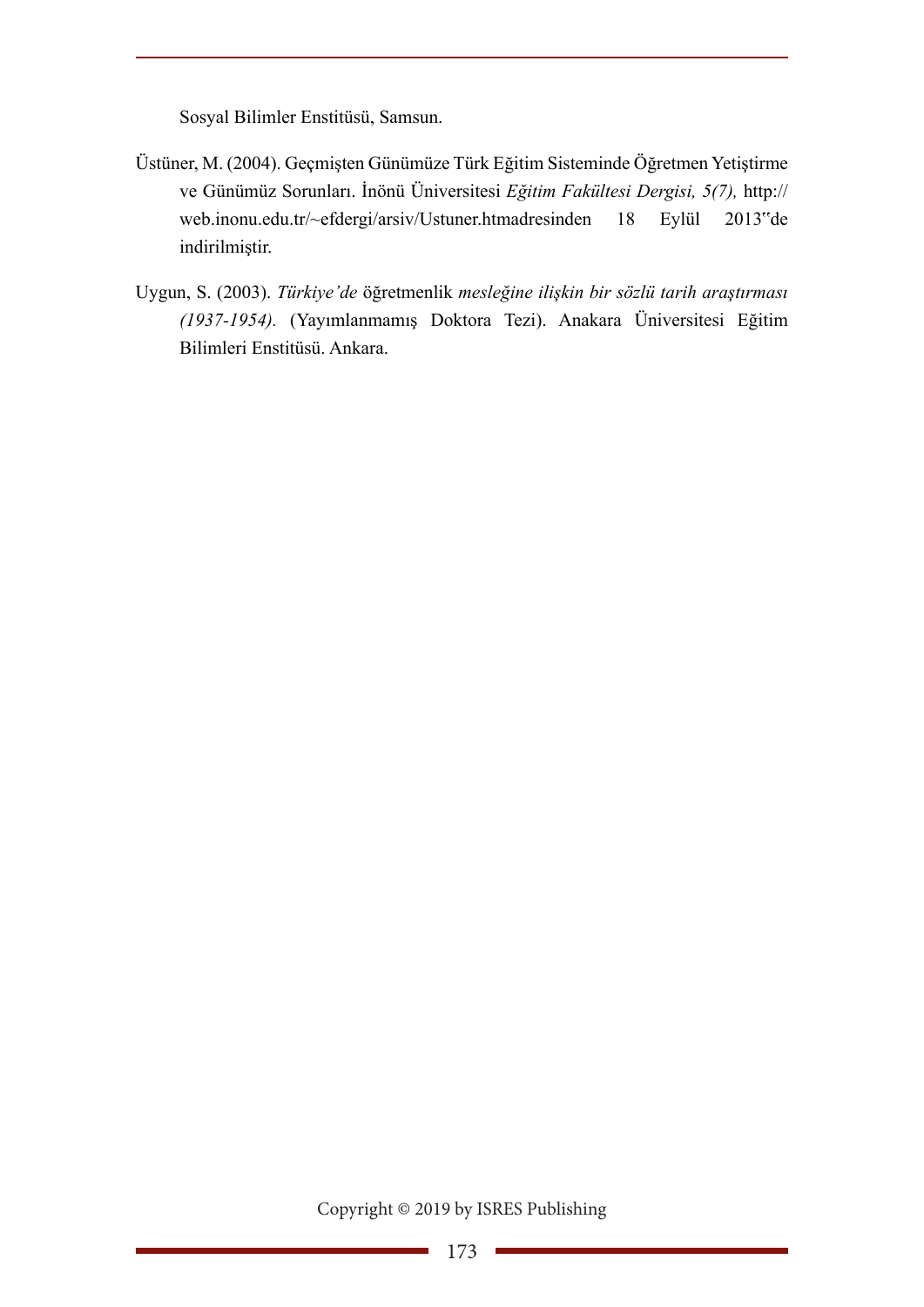Sosyal Bilimler Enstitüsü, Samsun.

Üstüner, M. (2004). Geçmişten Günümüze Türk Eğitim Sisteminde Öğretmen Yetiştirme ve Günümüz Sorunları. İnönü Üniversitesi *Eğitim Fakültesi Dergisi, 5(7),* http://web.inonu.edu.tr/~efdergi/arsiv/Ustuner.htmadresinden 18 Eylül 2013‟de indirilmiştir.

Uygun, S. (2003). *Türkiye'de* öğretmenlik *mesleğine ilişkin bir sözlü tarih araştırması (1937-1954).* (Yayımlanmamış Doktora Tezi). Anakara Üniversitesi Eğitim Bilimleri Enstitüsü. Ankara.

Copyright © 2019 by ISRES Publishing